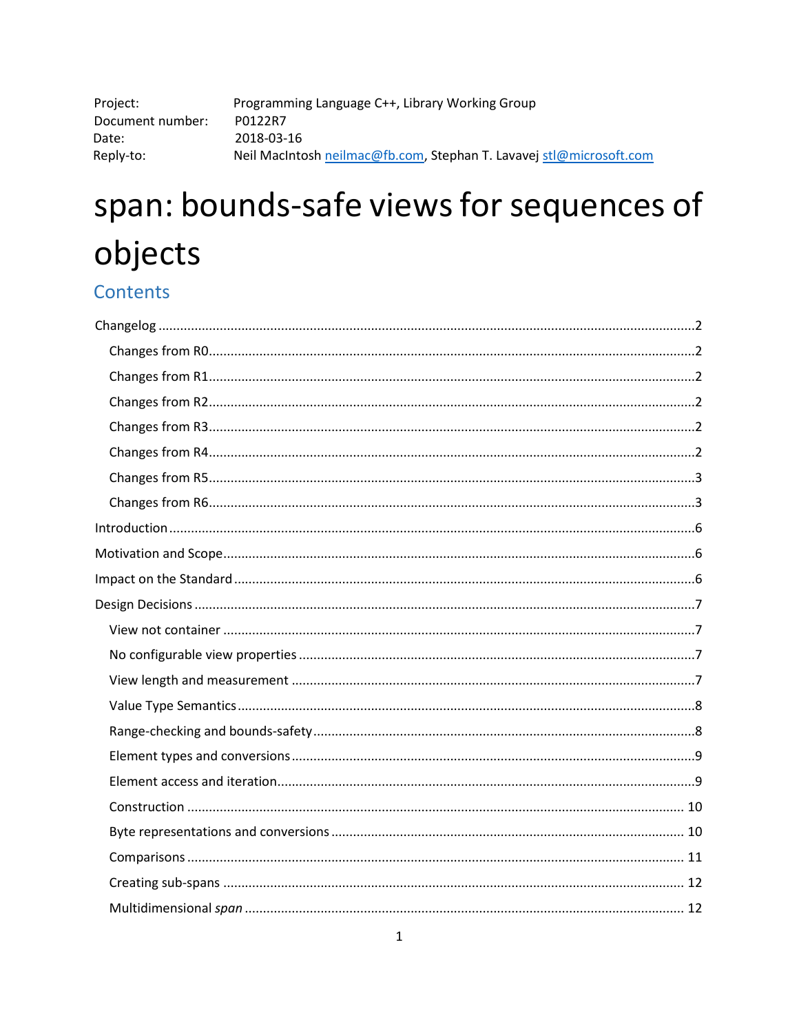| | |
|---|---|
| Project: | Programming Language C++, Library Working Group |
| Document number: | P0122R7 |
| Date: | 2018-03-16 |
| Reply-to: | Neil MacIntosh neilmac@fb.com, Stephan T. Lavavej stl@microsoft.com |

# span: bounds-safe views for sequences of objects

## Contents

- Changelog ... 2
  - Changes from R0 ... 2
  - Changes from R1 ... 2
  - Changes from R2 ... 2
  - Changes from R3 ... 2
  - Changes from R4 ... 2
  - Changes from R5 ... 3
  - Changes from R6 ... 3
- Introduction ... 6
- Motivation and Scope ... 6
- Impact on the Standard ... 6
- Design Decisions ... 7
  - View not container ... 7
  - No configurable view properties ... 7
  - View length and measurement ... 7
  - Value Type Semantics ... 8
  - Range-checking and bounds-safety ... 8
  - Element types and conversions ... 9
  - Element access and iteration ... 9
  - Construction ... 10
  - Byte representations and conversions ... 10
  - Comparisons ... 11
  - Creating sub-spans ... 12
  - Multidimensional *span* ... 12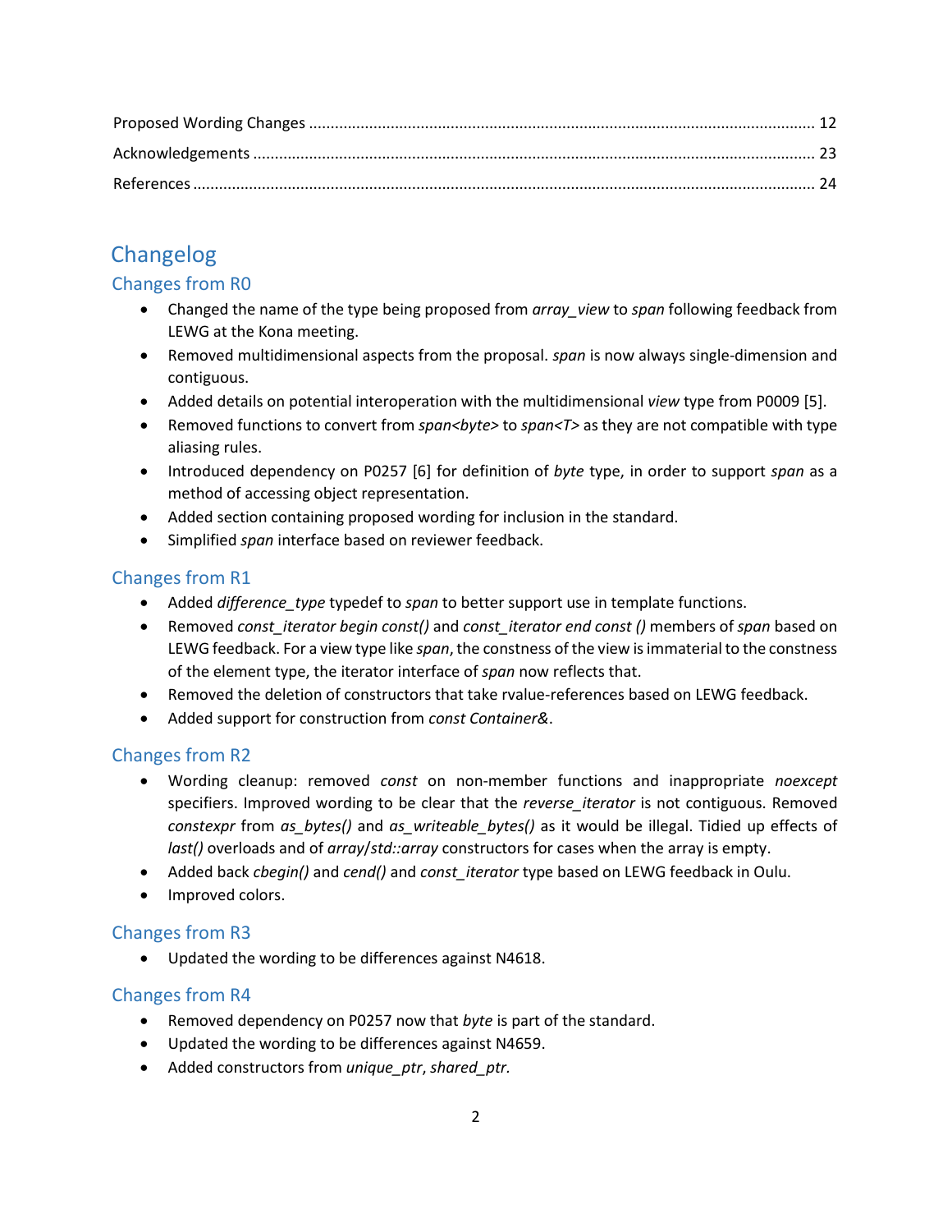Proposed Wording Changes ........................................................................................................................ 12
Acknowledgements ................................................................................................................................... 23
References ................................................................................................................................................ 24

# Changelog

## Changes from R0

- Changed the name of the type being proposed from *array_view* to *span* following feedback from LEWG at the Kona meeting.
- Removed multidimensional aspects from the proposal. *span* is now always single-dimension and contiguous.
- Added details on potential interoperation with the multidimensional *view* type from P0009 [5].
- Removed functions to convert from *span<byte>* to *span<T>* as they are not compatible with type aliasing rules.
- Introduced dependency on P0257 [6] for definition of *byte* type, in order to support *span* as a method of accessing object representation.
- Added section containing proposed wording for inclusion in the standard.
- Simplified *span* interface based on reviewer feedback.

## Changes from R1

- Added *difference_type* typedef to *span* to better support use in template functions.
- Removed *const_iterator begin const()* and *const_iterator end const ()* members of *span* based on LEWG feedback. For a view type like *span*, the constness of the view is immaterial to the constness of the element type, the iterator interface of *span* now reflects that.
- Removed the deletion of constructors that take rvalue-references based on LEWG feedback.
- Added support for construction from *const Container&*.

## Changes from R2

- Wording cleanup: removed *const* on non-member functions and inappropriate *noexcept* specifiers. Improved wording to be clear that the *reverse_iterator* is not contiguous. Removed *constexpr* from *as_bytes()* and *as_writeable_bytes()* as it would be illegal. Tidied up effects of *last()* overloads and of *array*/*std::array* constructors for cases when the array is empty.
- Added back *cbegin()* and *cend()* and *const_iterator* type based on LEWG feedback in Oulu.
- Improved colors.

## Changes from R3

- Updated the wording to be differences against N4618.

## Changes from R4

- Removed dependency on P0257 now that *byte* is part of the standard.
- Updated the wording to be differences against N4659.
- Added constructors from *unique_ptr*, *shared_ptr.*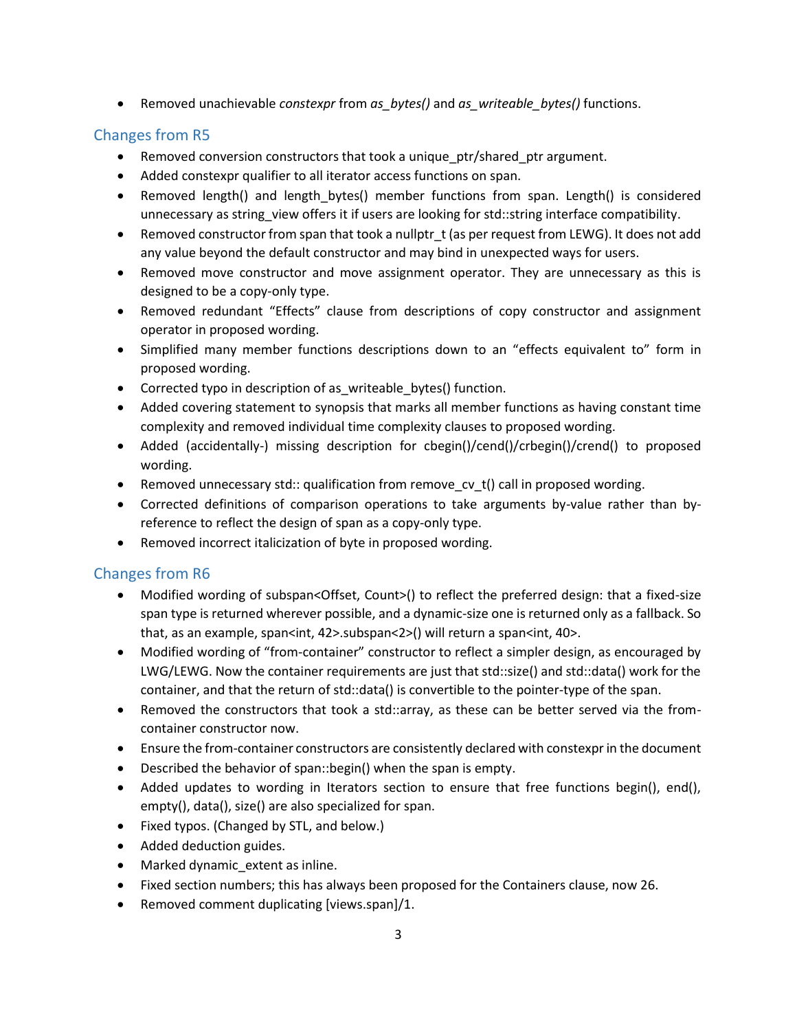- Removed unachievable *constexpr* from *as_bytes()* and *as_writeable_bytes()* functions.

## Changes from R5

- Removed conversion constructors that took a unique_ptr/shared_ptr argument.
- Added constexpr qualifier to all iterator access functions on span.
- Removed length() and length_bytes() member functions from span. Length() is considered unnecessary as string_view offers it if users are looking for std::string interface compatibility.
- Removed constructor from span that took a nullptr_t (as per request from LEWG). It does not add any value beyond the default constructor and may bind in unexpected ways for users.
- Removed move constructor and move assignment operator. They are unnecessary as this is designed to be a copy-only type.
- Removed redundant "Effects" clause from descriptions of copy constructor and assignment operator in proposed wording.
- Simplified many member functions descriptions down to an "effects equivalent to" form in proposed wording.
- Corrected typo in description of as_writeable_bytes() function.
- Added covering statement to synopsis that marks all member functions as having constant time complexity and removed individual time complexity clauses to proposed wording.
- Added (accidentally-) missing description for cbegin()/cend()/crbegin()/crend() to proposed wording.
- Removed unnecessary std:: qualification from remove_cv_t() call in proposed wording.
- Corrected definitions of comparison operations to take arguments by-value rather than by-reference to reflect the design of span as a copy-only type.
- Removed incorrect italicization of byte in proposed wording.

## Changes from R6

- Modified wording of subspan<Offset, Count>() to reflect the preferred design: that a fixed-size span type is returned wherever possible, and a dynamic-size one is returned only as a fallback. So that, as an example, span<int, 42>.subspan<2>() will return a span<int, 40>.
- Modified wording of "from-container" constructor to reflect a simpler design, as encouraged by LWG/LEWG. Now the container requirements are just that std::size() and std::data() work for the container, and that the return of std::data() is convertible to the pointer-type of the span.
- Removed the constructors that took a std::array, as these can be better served via the from-container constructor now.
- Ensure the from-container constructors are consistently declared with constexpr in the document
- Described the behavior of span::begin() when the span is empty.
- Added updates to wording in Iterators section to ensure that free functions begin(), end(), empty(), data(), size() are also specialized for span.
- Fixed typos. (Changed by STL, and below.)
- Added deduction guides.
- Marked dynamic_extent as inline.
- Fixed section numbers; this has always been proposed for the Containers clause, now 26.
- Removed comment duplicating [views.span]/1.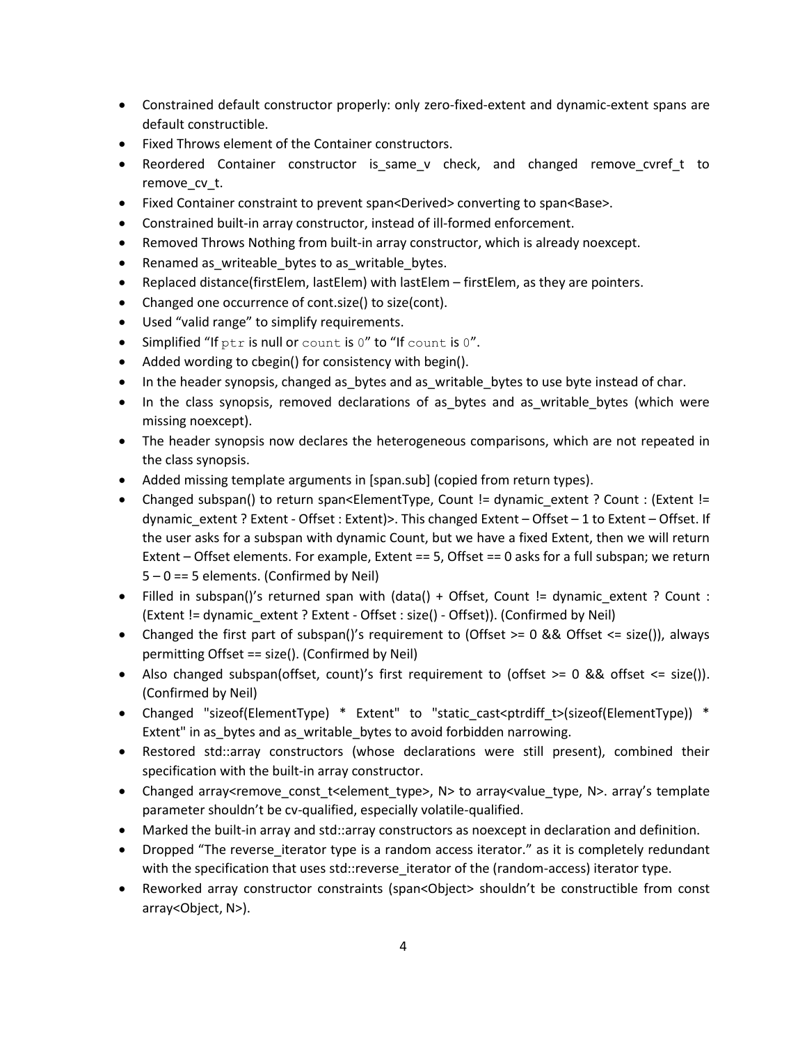- Constrained default constructor properly: only zero-fixed-extent and dynamic-extent spans are default constructible.
- Fixed Throws element of the Container constructors.
- Reordered Container constructor is_same_v check, and changed remove_cvref_t to remove_cv_t.
- Fixed Container constraint to prevent span<Derived> converting to span<Base>.
- Constrained built-in array constructor, instead of ill-formed enforcement.
- Removed Throws Nothing from built-in array constructor, which is already noexcept.
- Renamed as_writeable_bytes to as_writable_bytes.
- Replaced distance(firstElem, lastElem) with lastElem – firstElem, as they are pointers.
- Changed one occurrence of cont.size() to size(cont).
- Used "valid range" to simplify requirements.
- Simplified "If `ptr` is null or `count` is `0`" to "If `count` is `0`".
- Added wording to cbegin() for consistency with begin().
- In the header synopsis, changed as_bytes and as_writable_bytes to use byte instead of char.
- In the class synopsis, removed declarations of as_bytes and as_writable_bytes (which were missing noexcept).
- The header synopsis now declares the heterogeneous comparisons, which are not repeated in the class synopsis.
- Added missing template arguments in [span.sub] (copied from return types).
- Changed subspan() to return span<ElementType, Count != dynamic_extent ? Count : (Extent != dynamic_extent ? Extent - Offset : Extent)>. This changed Extent – Offset – 1 to Extent – Offset. If the user asks for a subspan with dynamic Count, but we have a fixed Extent, then we will return Extent – Offset elements. For example, Extent == 5, Offset == 0 asks for a full subspan; we return 5 – 0 == 5 elements. (Confirmed by Neil)
- Filled in subspan()'s returned span with (data() + Offset, Count != dynamic_extent ? Count : (Extent != dynamic_extent ? Extent - Offset : size() - Offset)). (Confirmed by Neil)
- Changed the first part of subspan()'s requirement to (Offset >= 0 && Offset <= size()), always permitting Offset == size(). (Confirmed by Neil)
- Also changed subspan(offset, count)'s first requirement to (offset >= 0 && offset <= size()). (Confirmed by Neil)
- Changed "sizeof(ElementType) * Extent" to "static_cast<ptrdiff_t>(sizeof(ElementType)) * Extent" in as_bytes and as_writable_bytes to avoid forbidden narrowing.
- Restored std::array constructors (whose declarations were still present), combined their specification with the built-in array constructor.
- Changed array<remove_const_t<element_type>, N> to array<value_type, N>. array's template parameter shouldn't be cv-qualified, especially volatile-qualified.
- Marked the built-in array and std::array constructors as noexcept in declaration and definition.
- Dropped "The reverse_iterator type is a random access iterator." as it is completely redundant with the specification that uses std::reverse_iterator of the (random-access) iterator type.
- Reworked array constructor constraints (span<Object> shouldn't be constructible from const array<Object, N>).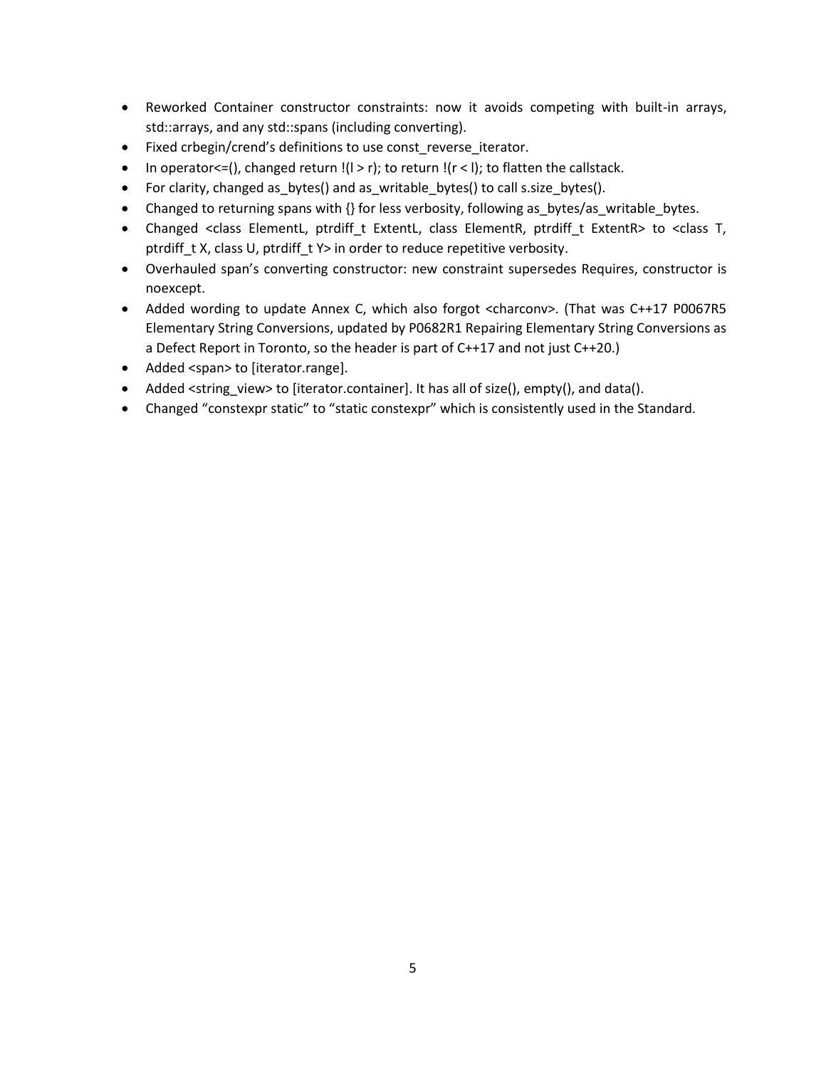- Reworked Container constructor constraints: now it avoids competing with built-in arrays, std::arrays, and any std::spans (including converting).
- Fixed crbegin/crend's definitions to use const_reverse_iterator.
- In operator<=(), changed return !(l > r); to return !(r < l); to flatten the callstack.
- For clarity, changed as_bytes() and as_writable_bytes() to call s.size_bytes().
- Changed to returning spans with {} for less verbosity, following as_bytes/as_writable_bytes.
- Changed <class ElementL, ptrdiff_t ExtentL, class ElementR, ptrdiff_t ExtentR> to <class T, ptrdiff_t X, class U, ptrdiff_t Y> in order to reduce repetitive verbosity.
- Overhauled span's converting constructor: new constraint supersedes Requires, constructor is noexcept.
- Added wording to update Annex C, which also forgot <charconv>. (That was C++17 P0067R5 Elementary String Conversions, updated by P0682R1 Repairing Elementary String Conversions as a Defect Report in Toronto, so the header is part of C++17 and not just C++20.)
- Added <span> to [iterator.range].
- Added <string_view> to [iterator.container]. It has all of size(), empty(), and data().
- Changed "constexpr static" to "static constexpr" which is consistently used in the Standard.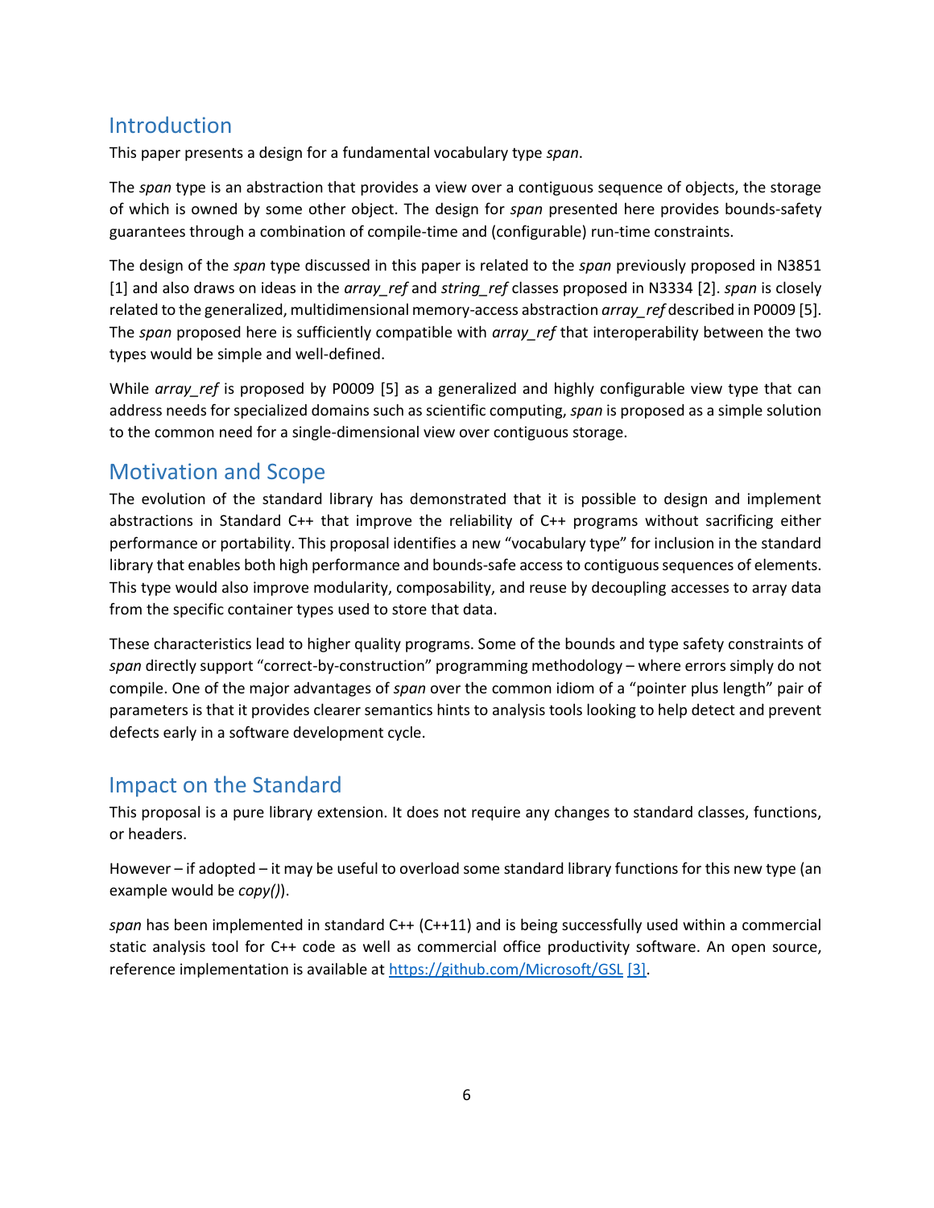## Introduction

This paper presents a design for a fundamental vocabulary type *span*.

The *span* type is an abstraction that provides a view over a contiguous sequence of objects, the storage of which is owned by some other object. The design for *span* presented here provides bounds-safety guarantees through a combination of compile-time and (configurable) run-time constraints.

The design of the *span* type discussed in this paper is related to the *span* previously proposed in N3851 [1] and also draws on ideas in the *array_ref* and *string_ref* classes proposed in N3334 [2]. *span* is closely related to the generalized, multidimensional memory-access abstraction *array_ref* described in P0009 [5]. The *span* proposed here is sufficiently compatible with *array_ref* that interoperability between the two types would be simple and well-defined.

While *array_ref* is proposed by P0009 [5] as a generalized and highly configurable view type that can address needs for specialized domains such as scientific computing, *span* is proposed as a simple solution to the common need for a single-dimensional view over contiguous storage.

## Motivation and Scope

The evolution of the standard library has demonstrated that it is possible to design and implement abstractions in Standard C++ that improve the reliability of C++ programs without sacrificing either performance or portability. This proposal identifies a new "vocabulary type" for inclusion in the standard library that enables both high performance and bounds-safe access to contiguous sequences of elements. This type would also improve modularity, composability, and reuse by decoupling accesses to array data from the specific container types used to store that data.

These characteristics lead to higher quality programs. Some of the bounds and type safety constraints of *span* directly support "correct-by-construction" programming methodology – where errors simply do not compile. One of the major advantages of *span* over the common idiom of a "pointer plus length" pair of parameters is that it provides clearer semantics hints to analysis tools looking to help detect and prevent defects early in a software development cycle.

## Impact on the Standard

This proposal is a pure library extension. It does not require any changes to standard classes, functions, or headers.

However – if adopted – it may be useful to overload some standard library functions for this new type (an example would be *copy()*).

*span* has been implemented in standard C++ (C++11) and is being successfully used within a commercial static analysis tool for C++ code as well as commercial office productivity software. An open source, reference implementation is available at https://github.com/Microsoft/GSL [3].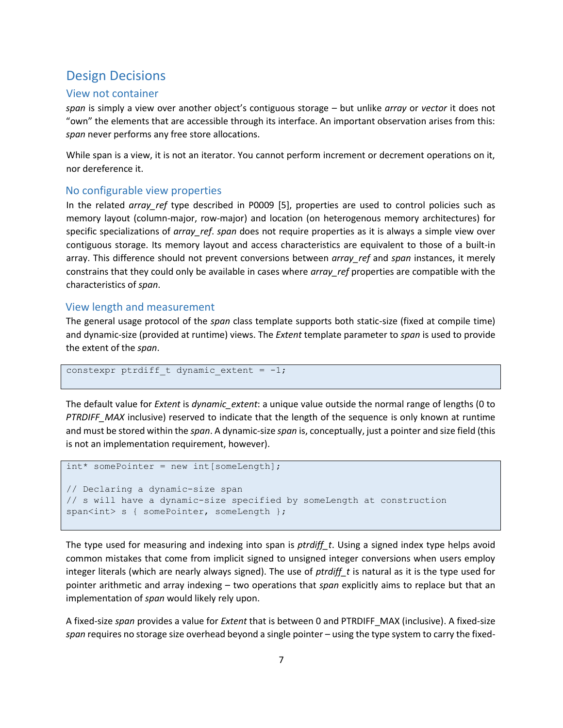## Design Decisions

### View not container

*span* is simply a view over another object's contiguous storage – but unlike *array* or *vector* it does not "own" the elements that are accessible through its interface. An important observation arises from this: *span* never performs any free store allocations.

While span is a view, it is not an iterator. You cannot perform increment or decrement operations on it, nor dereference it.

### No configurable view properties

In the related *array_ref* type described in P0009 [5], properties are used to control policies such as memory layout (column-major, row-major) and location (on heterogenous memory architectures) for specific specializations of *array_ref*. *span* does not require properties as it is always a simple view over contiguous storage. Its memory layout and access characteristics are equivalent to those of a built-in array. This difference should not prevent conversions between *array_ref* and *span* instances, it merely constrains that they could only be available in cases where *array_ref* properties are compatible with the characteristics of *span*.

### View length and measurement

The general usage protocol of the *span* class template supports both static-size (fixed at compile time) and dynamic-size (provided at runtime) views. The *Extent* template parameter to *span* is used to provide the extent of the *span*.

```
constexpr ptrdiff_t dynamic_extent = -1;
```

The default value for *Extent* is *dynamic_extent*: a unique value outside the normal range of lengths (0 to *PTRDIFF_MAX* inclusive) reserved to indicate that the length of the sequence is only known at runtime and must be stored within the *span*. A dynamic-size *span* is, conceptually, just a pointer and size field (this is not an implementation requirement, however).

```
int* somePointer = new int[someLength];

// Declaring a dynamic-size span
// s will have a dynamic-size specified by someLength at construction
span<int> s { somePointer, someLength };
```

The type used for measuring and indexing into span is *ptrdiff_t*. Using a signed index type helps avoid common mistakes that come from implicit signed to unsigned integer conversions when users employ integer literals (which are nearly always signed). The use of *ptrdiff_t* is natural as it is the type used for pointer arithmetic and array indexing – two operations that *span* explicitly aims to replace but that an implementation of *span* would likely rely upon.

A fixed-size *span* provides a value for *Extent* that is between 0 and PTRDIFF_MAX (inclusive). A fixed-size *span* requires no storage size overhead beyond a single pointer – using the type system to carry the fixed-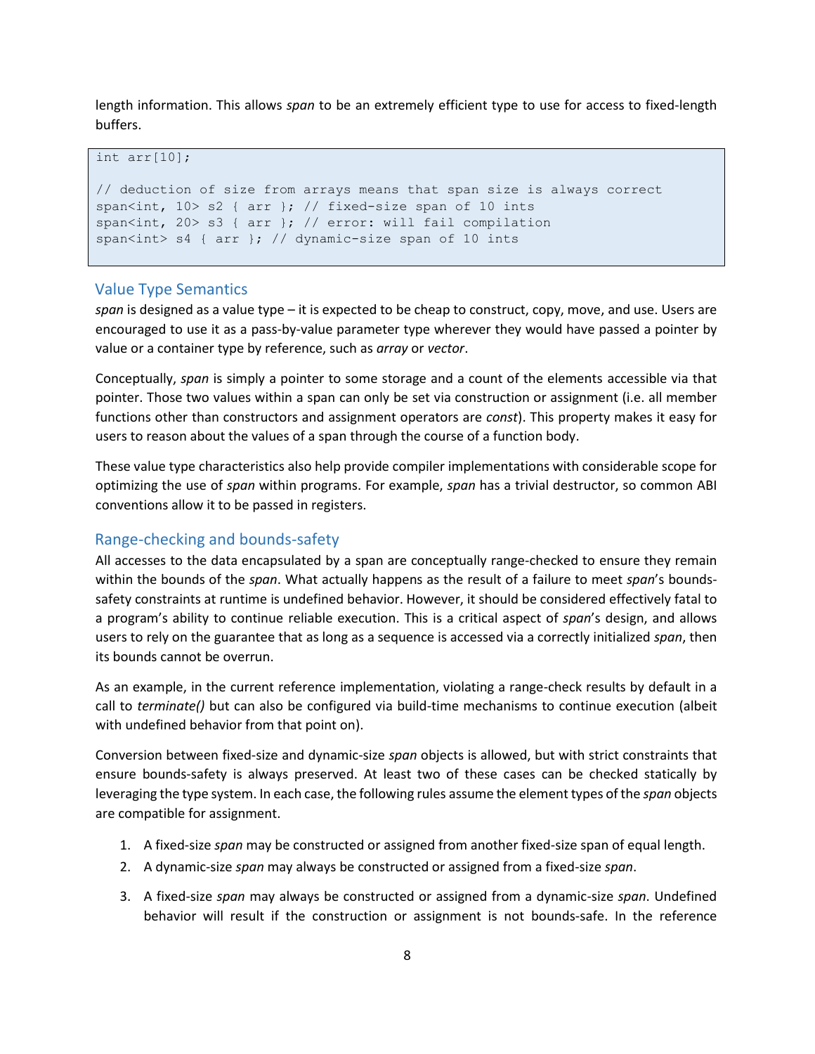length information. This allows *span* to be an extremely efficient type to use for access to fixed-length buffers.

```
int arr[10];

// deduction of size from arrays means that span size is always correct
span<int, 10> s2 { arr }; // fixed-size span of 10 ints
span<int, 20> s3 { arr }; // error: will fail compilation
span<int> s4 { arr }; // dynamic-size span of 10 ints
```

## Value Type Semantics

*span* is designed as a value type – it is expected to be cheap to construct, copy, move, and use. Users are encouraged to use it as a pass-by-value parameter type wherever they would have passed a pointer by value or a container type by reference, such as *array* or *vector*.

Conceptually, *span* is simply a pointer to some storage and a count of the elements accessible via that pointer. Those two values within a span can only be set via construction or assignment (i.e. all member functions other than constructors and assignment operators are *const*). This property makes it easy for users to reason about the values of a span through the course of a function body.

These value type characteristics also help provide compiler implementations with considerable scope for optimizing the use of *span* within programs. For example, *span* has a trivial destructor, so common ABI conventions allow it to be passed in registers.

## Range-checking and bounds-safety

All accesses to the data encapsulated by a span are conceptually range-checked to ensure they remain within the bounds of the *span*. What actually happens as the result of a failure to meet *span*'s bounds-safety constraints at runtime is undefined behavior. However, it should be considered effectively fatal to a program's ability to continue reliable execution. This is a critical aspect of *span*'s design, and allows users to rely on the guarantee that as long as a sequence is accessed via a correctly initialized *span*, then its bounds cannot be overrun.

As an example, in the current reference implementation, violating a range-check results by default in a call to *terminate()* but can also be configured via build-time mechanisms to continue execution (albeit with undefined behavior from that point on).

Conversion between fixed-size and dynamic-size *span* objects is allowed, but with strict constraints that ensure bounds-safety is always preserved. At least two of these cases can be checked statically by leveraging the type system. In each case, the following rules assume the element types of the *span* objects are compatible for assignment.

1. A fixed-size *span* may be constructed or assigned from another fixed-size span of equal length.
2. A dynamic-size *span* may always be constructed or assigned from a fixed-size *span*.
3. A fixed-size *span* may always be constructed or assigned from a dynamic-size *span*. Undefined behavior will result if the construction or assignment is not bounds-safe. In the reference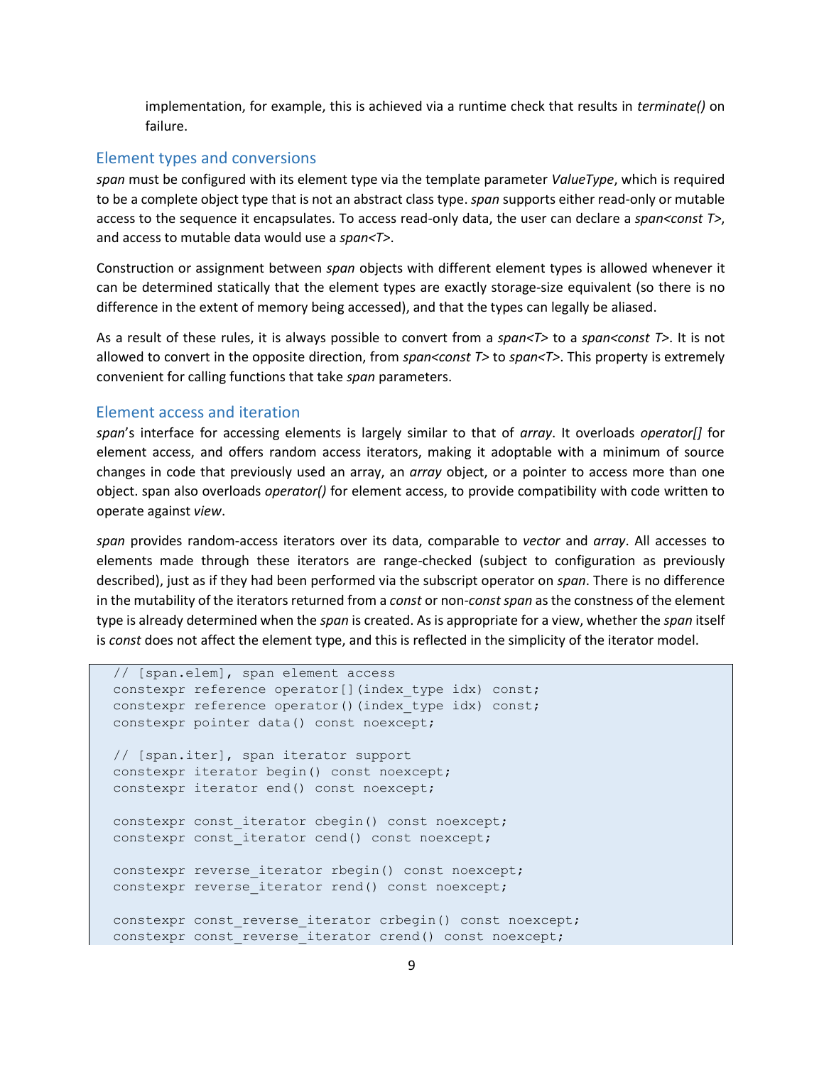implementation, for example, this is achieved via a runtime check that results in *terminate()* on failure.

## Element types and conversions

*span* must be configured with its element type via the template parameter *ValueType*, which is required to be a complete object type that is not an abstract class type. *span* supports either read-only or mutable access to the sequence it encapsulates. To access read-only data, the user can declare a *span<const T>*, and access to mutable data would use a *span<T>*.

Construction or assignment between *span* objects with different element types is allowed whenever it can be determined statically that the element types are exactly storage-size equivalent (so there is no difference in the extent of memory being accessed), and that the types can legally be aliased.

As a result of these rules, it is always possible to convert from a *span<T>* to a *span<const T>*. It is not allowed to convert in the opposite direction, from *span<const T>* to *span<T>*. This property is extremely convenient for calling functions that take *span* parameters.

## Element access and iteration

*span*'s interface for accessing elements is largely similar to that of *array*. It overloads *operator[]* for element access, and offers random access iterators, making it adoptable with a minimum of source changes in code that previously used an array, an *array* object, or a pointer to access more than one object. span also overloads *operator()* for element access, to provide compatibility with code written to operate against *view*.

*span* provides random-access iterators over its data, comparable to *vector* and *array*. All accesses to elements made through these iterators are range-checked (subject to configuration as previously described), just as if they had been performed via the subscript operator on *span*. There is no difference in the mutability of the iterators returned from a *const* or non-*const* *span* as the constness of the element type is already determined when the *span* is created. As is appropriate for a view, whether the *span* itself is *const* does not affect the element type, and this is reflected in the simplicity of the iterator model.

```
// [span.elem], span element access
constexpr reference operator[](index_type idx) const;
constexpr reference operator()(index_type idx) const;
constexpr pointer data() const noexcept;

// [span.iter], span iterator support
constexpr iterator begin() const noexcept;
constexpr iterator end() const noexcept;

constexpr const_iterator cbegin() const noexcept;
constexpr const_iterator cend() const noexcept;

constexpr reverse_iterator rbegin() const noexcept;
constexpr reverse_iterator rend() const noexcept;

constexpr const_reverse_iterator crbegin() const noexcept;
constexpr const_reverse_iterator crend() const noexcept;
```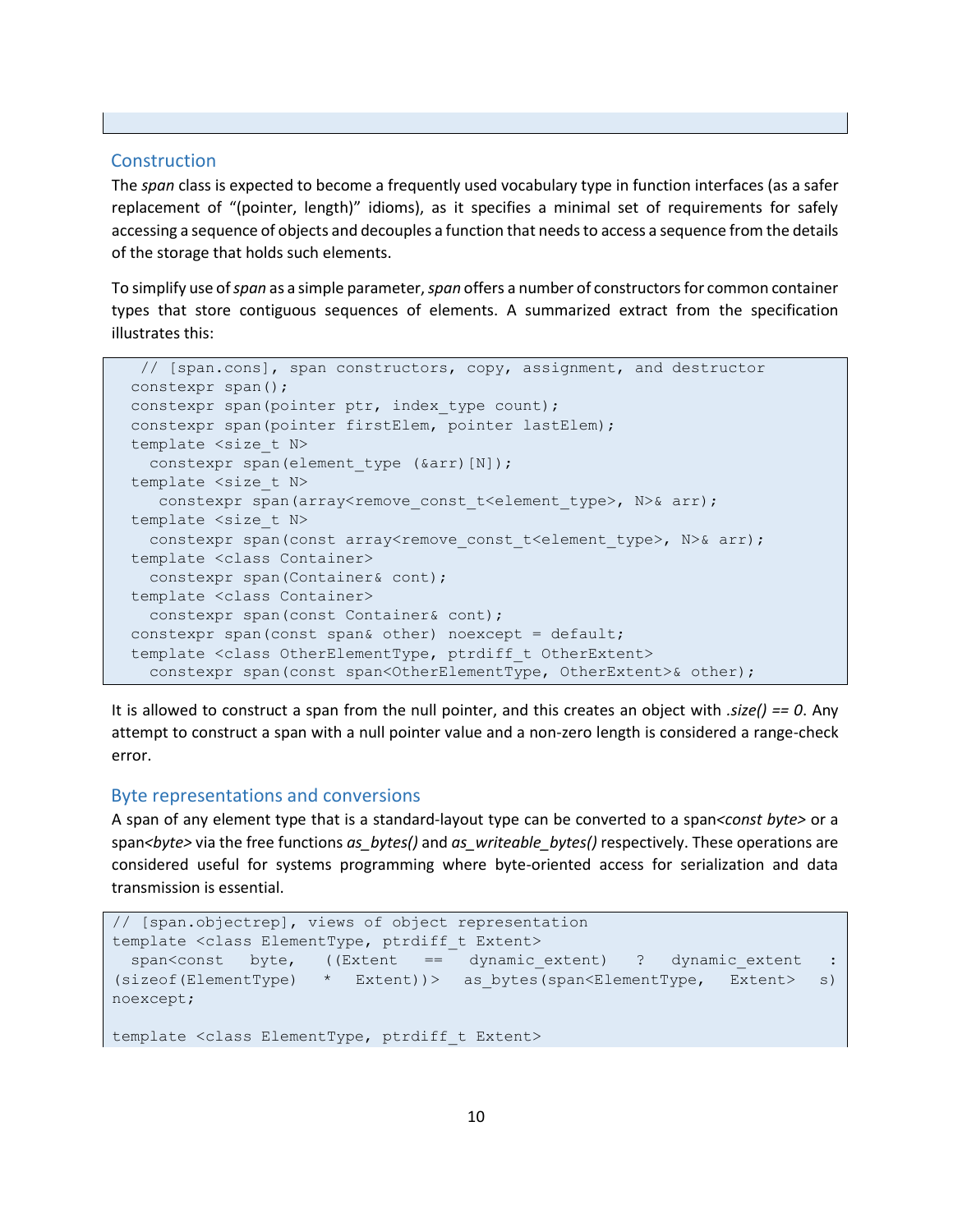## Construction

The *span* class is expected to become a frequently used vocabulary type in function interfaces (as a safer replacement of "(pointer, length)" idioms), as it specifies a minimal set of requirements for safely accessing a sequence of objects and decouples a function that needs to access a sequence from the details of the storage that holds such elements.

To simplify use of *span* as a simple parameter, *span* offers a number of constructors for common container types that store contiguous sequences of elements. A summarized extract from the specification illustrates this:

```
 // [span.cons], span constructors, copy, assignment, and destructor
constexpr span();
constexpr span(pointer ptr, index_type count);
constexpr span(pointer firstElem, pointer lastElem);
template <size_t N>
  constexpr span(element_type (&arr)[N]);
template <size_t N>
   constexpr span(array<remove_const_t<element_type>, N>& arr);
template <size_t N>
  constexpr span(const array<remove_const_t<element_type>, N>& arr);
template <class Container>
  constexpr span(Container& cont);
template <class Container>
  constexpr span(const Container& cont);
constexpr span(const span& other) noexcept = default;
template <class OtherElementType, ptrdiff_t OtherExtent>
  constexpr span(const span<OtherElementType, OtherExtent>& other);
```

It is allowed to construct a span from the null pointer, and this creates an object with *.size() == 0*. Any attempt to construct a span with a null pointer value and a non-zero length is considered a range-check error.

## Byte representations and conversions

A span of any element type that is a standard-layout type can be converted to a span<*const byte*> or a span<*byte*> via the free functions *as_bytes()* and *as_writeable_bytes()* respectively. These operations are considered useful for systems programming where byte-oriented access for serialization and data transmission is essential.

```
// [span.objectrep], views of object representation
template <class ElementType, ptrdiff_t Extent>
  span<const byte, ((Extent == dynamic_extent) ? dynamic_extent : (sizeof(ElementType) * Extent))> as_bytes(span<ElementType, Extent> s) noexcept;

template <class ElementType, ptrdiff_t Extent>
```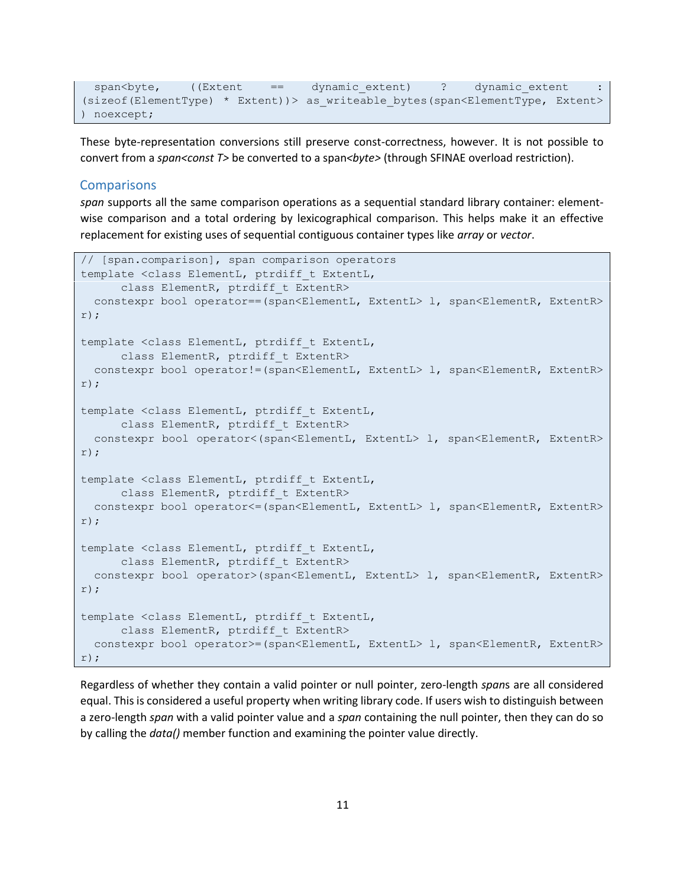```
  span<byte,    ((Extent    ==    dynamic_extent)    ?    dynamic_extent    :
(sizeof(ElementType) * Extent))> as_writeable_bytes(span<ElementType, Extent>
) noexcept;
```

These byte-representation conversions still preserve const-correctness, however. It is not possible to convert from a *span<const T>* be converted to a span*<byte>* (through SFINAE overload restriction).

## Comparisons

*span* supports all the same comparison operations as a sequential standard library container: element-wise comparison and a total ordering by lexicographical comparison. This helps make it an effective replacement for existing uses of sequential contiguous container types like *array* or *vector*.

```
// [span.comparison], span comparison operators
template <class ElementL, ptrdiff_t ExtentL,
      class ElementR, ptrdiff_t ExtentR>
  constexpr bool operator==(span<ElementL, ExtentL> l, span<ElementR, ExtentR>
r);

template <class ElementL, ptrdiff_t ExtentL,
      class ElementR, ptrdiff_t ExtentR>
  constexpr bool operator!=(span<ElementL, ExtentL> l, span<ElementR, ExtentR>
r);

template <class ElementL, ptrdiff_t ExtentL,
      class ElementR, ptrdiff_t ExtentR>
  constexpr bool operator<(span<ElementL, ExtentL> l, span<ElementR, ExtentR>
r);

template <class ElementL, ptrdiff_t ExtentL,
      class ElementR, ptrdiff_t ExtentR>
  constexpr bool operator<=(span<ElementL, ExtentL> l, span<ElementR, ExtentR>
r);

template <class ElementL, ptrdiff_t ExtentL,
      class ElementR, ptrdiff_t ExtentR>
  constexpr bool operator>(span<ElementL, ExtentL> l, span<ElementR, ExtentR>
r);

template <class ElementL, ptrdiff_t ExtentL,
      class ElementR, ptrdiff_t ExtentR>
  constexpr bool operator>=(span<ElementL, ExtentL> l, span<ElementR, ExtentR>
r);
```

Regardless of whether they contain a valid pointer or null pointer, zero-length *span*s are all considered equal. This is considered a useful property when writing library code. If users wish to distinguish between a zero-length *span* with a valid pointer value and a *span* containing the null pointer, then they can do so by calling the *data()* member function and examining the pointer value directly.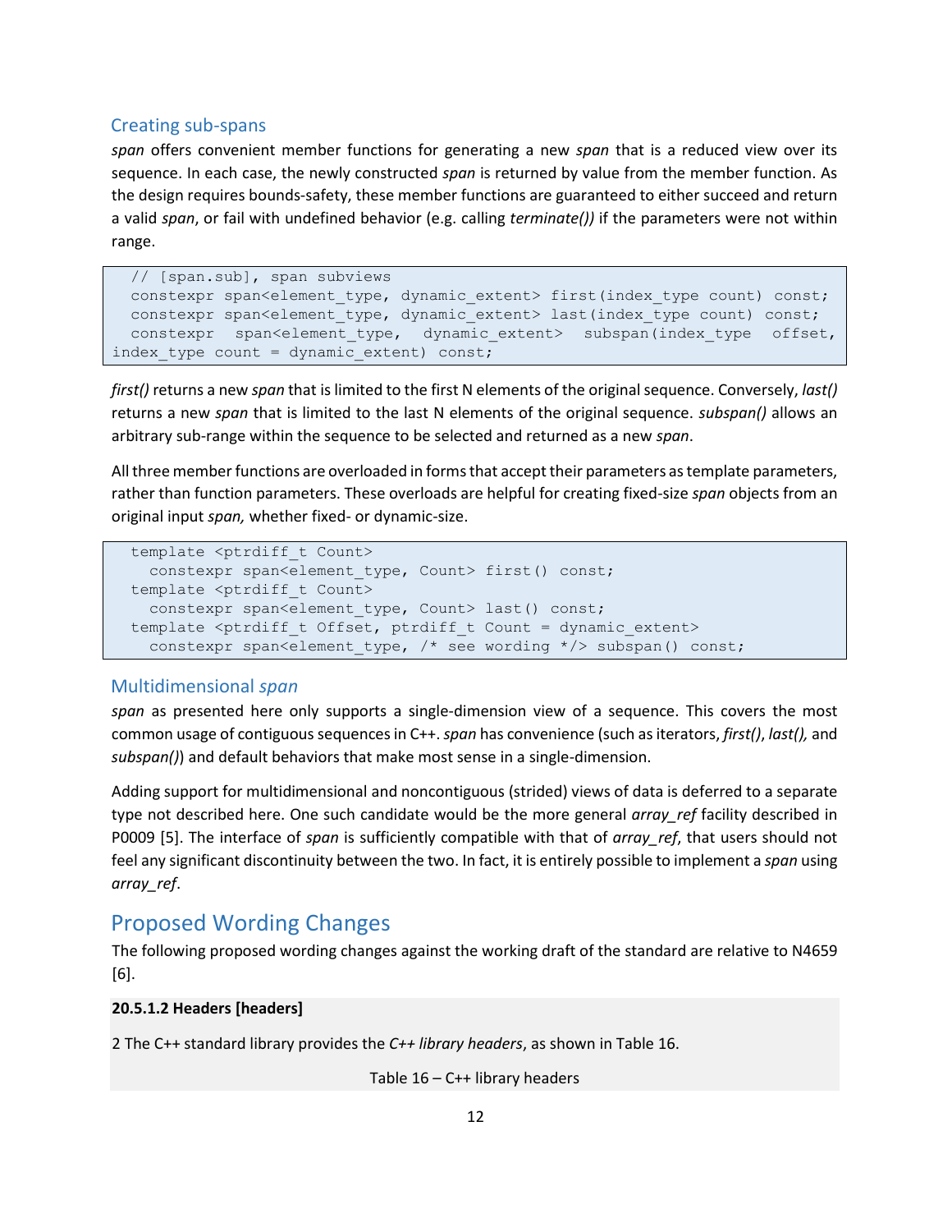### Creating sub-spans

*span* offers convenient member functions for generating a new *span* that is a reduced view over its sequence. In each case, the newly constructed *span* is returned by value from the member function. As the design requires bounds-safety, these member functions are guaranteed to either succeed and return a valid *span*, or fail with undefined behavior (e.g. calling *terminate())* if the parameters were not within range.

```
  // [span.sub], span subviews
  constexpr span<element_type, dynamic_extent> first(index_type count) const;
  constexpr span<element_type, dynamic_extent> last(index_type count) const;
  constexpr  span<element_type,  dynamic_extent>  subspan(index_type  offset, 
index_type count = dynamic_extent) const;
```

*first()* returns a new *span* that is limited to the first N elements of the original sequence. Conversely, *last()* returns a new *span* that is limited to the last N elements of the original sequence. *subspan()* allows an arbitrary sub-range within the sequence to be selected and returned as a new *span*.

All three member functions are overloaded in forms that accept their parameters as template parameters, rather than function parameters. These overloads are helpful for creating fixed-size *span* objects from an original input *span,* whether fixed- or dynamic-size.

```
  template <ptrdiff_t Count>
    constexpr span<element_type, Count> first() const;
  template <ptrdiff_t Count>
    constexpr span<element_type, Count> last() const;
  template <ptrdiff_t Offset, ptrdiff_t Count = dynamic_extent>
    constexpr span<element_type, /* see wording */> subspan() const;
```

### Multidimensional *span*

*span* as presented here only supports a single-dimension view of a sequence. This covers the most common usage of contiguous sequences in C++. *span* has convenience (such as iterators, *first()*, *last(),* and *subspan()*) and default behaviors that make most sense in a single-dimension.

Adding support for multidimensional and noncontiguous (strided) views of data is deferred to a separate type not described here. One such candidate would be the more general *array_ref* facility described in P0009 [5]. The interface of *span* is sufficiently compatible with that of *array_ref*, that users should not feel any significant discontinuity between the two. In fact, it is entirely possible to implement a *span* using *array_ref*.

## Proposed Wording Changes

The following proposed wording changes against the working draft of the standard are relative to N4659 [6].

**20.5.1.2 Headers [headers]**

2 The C++ standard library provides the *C++ library headers*, as shown in Table 16.

Table 16 – C++ library headers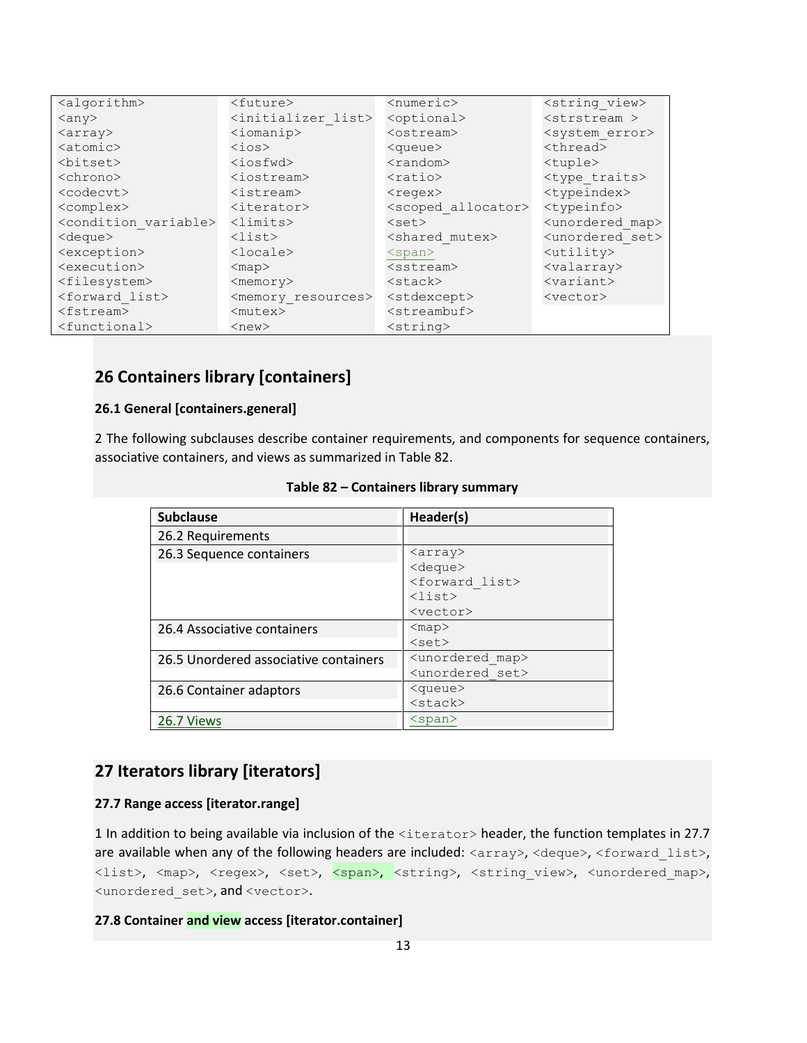| | | | |
|---|---|---|---|
| `<algorithm>` | `<future>` | `<numeric>` | `<string_view>` |
| `<any>` | `<initializer_list>` | `<optional>` | `<strstream >` |
| `<array>` | `<iomanip>` | `<ostream>` | `<system_error>` |
| `<atomic>` | `<ios>` | `<queue>` | `<thread>` |
| `<bitset>` | `<iosfwd>` | `<random>` | `<tuple>` |
| `<chrono>` | `<iostream>` | `<ratio>` | `<type_traits>` |
| `<codecvt>` | `<istream>` | `<regex>` | `<typeindex>` |
| `<complex>` | `<iterator>` | `<scoped_allocator>` | `<typeinfo>` |
| `<condition_variable>` | `<limits>` | `<set>` | `<unordered_map>` |
| `<deque>` | `<list>` | `<shared_mutex>` | `<unordered_set>` |
| `<exception>` | `<locale>` | `<span>` | `<utility>` |
| `<execution>` | `<map>` | `<sstream>` | `<valarray>` |
| `<filesystem>` | `<memory>` | `<stack>` | `<variant>` |
| `<forward_list>` | `<memory_resources>` | `<stdexcept>` | `<vector>` |
| `<fstream>` | `<mutex>` | `<streambuf>` | |
| `<functional>` | `<new>` | `<string>` | |

# 26 Containers library [containers]

### 26.1 General [containers.general]

2 The following subclauses describe container requirements, and components for sequence containers, associative containers, and views as summarized in Table 82.

**Table 82 – Containers library summary**

| Subclause | Header(s) |
|---|---|
| 26.2 Requirements | |
| 26.3 Sequence containers | `<array>` `<deque>` `<forward_list>` `<list>` `<vector>` |
| 26.4 Associative containers | `<map>` `<set>` |
| 26.5 Unordered associative containers | `<unordered_map>` `<unordered_set>` |
| 26.6 Container adaptors | `<queue>` `<stack>` |
| 26.7 Views | `<span>` |

# 27 Iterators library [iterators]

### 27.7 Range access [iterator.range]

1 In addition to being available via inclusion of the `<iterator>` header, the function templates in 27.7 are available when any of the following headers are included: `<array>`, `<deque>`, `<forward_list>`, `<list>`, `<map>`, `<regex>`, `<set>`, `<span>`, `<string>`, `<string_view>`, `<unordered_map>`, `<unordered_set>`, and `<vector>`.

### 27.8 Container and view access [iterator.container]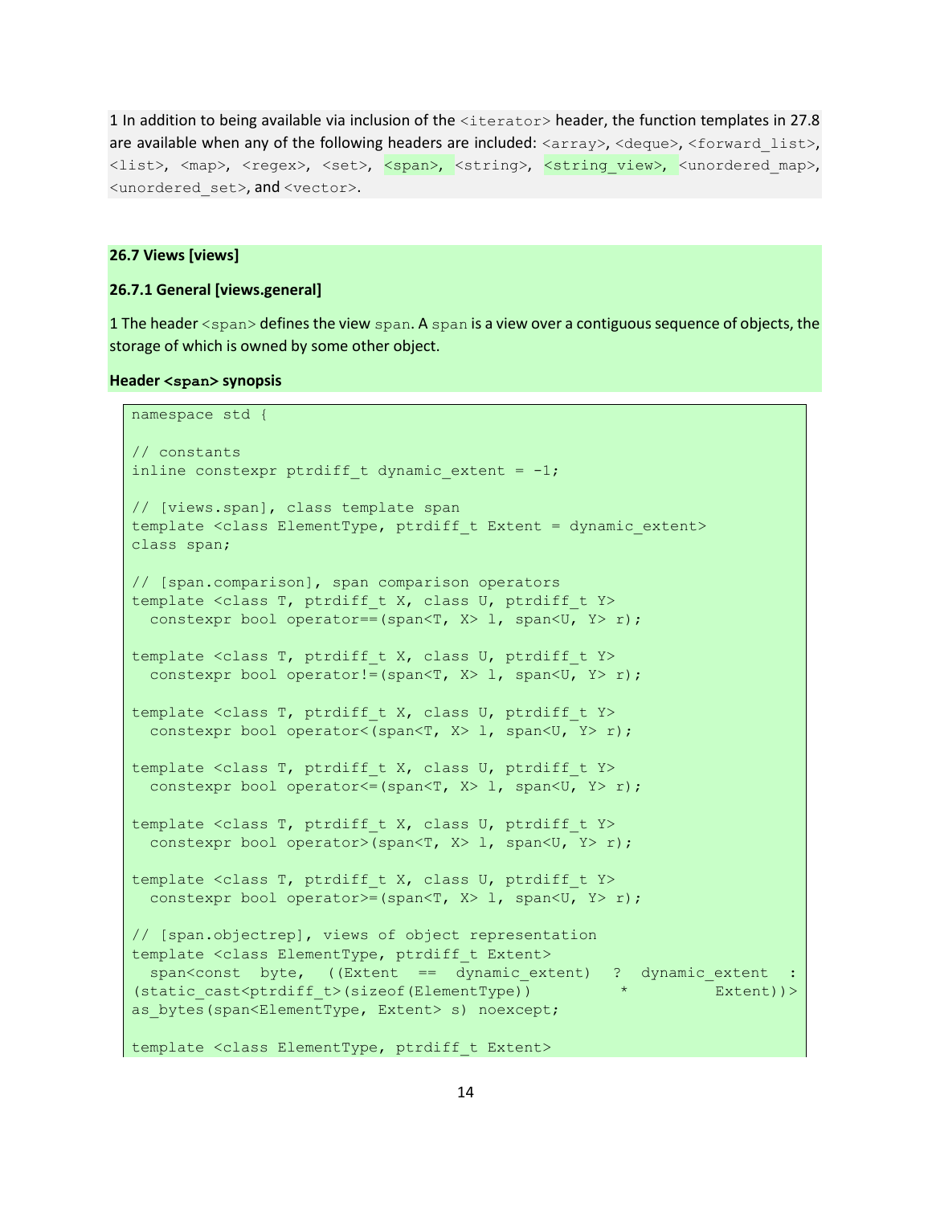1 In addition to being available via inclusion of the `<iterator>` header, the function templates in 27.8 are available when any of the following headers are included: `<array>`, `<deque>`, `<forward_list>`, `<list>`, `<map>`, `<regex>`, `<set>`, `<span>`, `<string>`, `<string_view>`, `<unordered_map>`, `<unordered_set>`, and `<vector>`.

### 26.7 Views [views]

#### 26.7.1 General [views.general]

1 The header `<span>` defines the view `span`. A `span` is a view over a contiguous sequence of objects, the storage of which is owned by some other object.

**Header `<span>` synopsis**

```
namespace std {

// constants
inline constexpr ptrdiff_t dynamic_extent = -1;

// [views.span], class template span
template <class ElementType, ptrdiff_t Extent = dynamic_extent>
class span;

// [span.comparison], span comparison operators
template <class T, ptrdiff_t X, class U, ptrdiff_t Y>
  constexpr bool operator==(span<T, X> l, span<U, Y> r);

template <class T, ptrdiff_t X, class U, ptrdiff_t Y>
  constexpr bool operator!=(span<T, X> l, span<U, Y> r);

template <class T, ptrdiff_t X, class U, ptrdiff_t Y>
  constexpr bool operator<(span<T, X> l, span<U, Y> r);

template <class T, ptrdiff_t X, class U, ptrdiff_t Y>
  constexpr bool operator<=(span<T, X> l, span<U, Y> r);

template <class T, ptrdiff_t X, class U, ptrdiff_t Y>
  constexpr bool operator>(span<T, X> l, span<U, Y> r);

template <class T, ptrdiff_t X, class U, ptrdiff_t Y>
  constexpr bool operator>=(span<T, X> l, span<U, Y> r);

// [span.objectrep], views of object representation
template <class ElementType, ptrdiff_t Extent>
  span<const byte, ((Extent == dynamic_extent) ? dynamic_extent :
(static_cast<ptrdiff_t>(sizeof(ElementType)) * Extent))>
as_bytes(span<ElementType, Extent> s) noexcept;

template <class ElementType, ptrdiff_t Extent>
```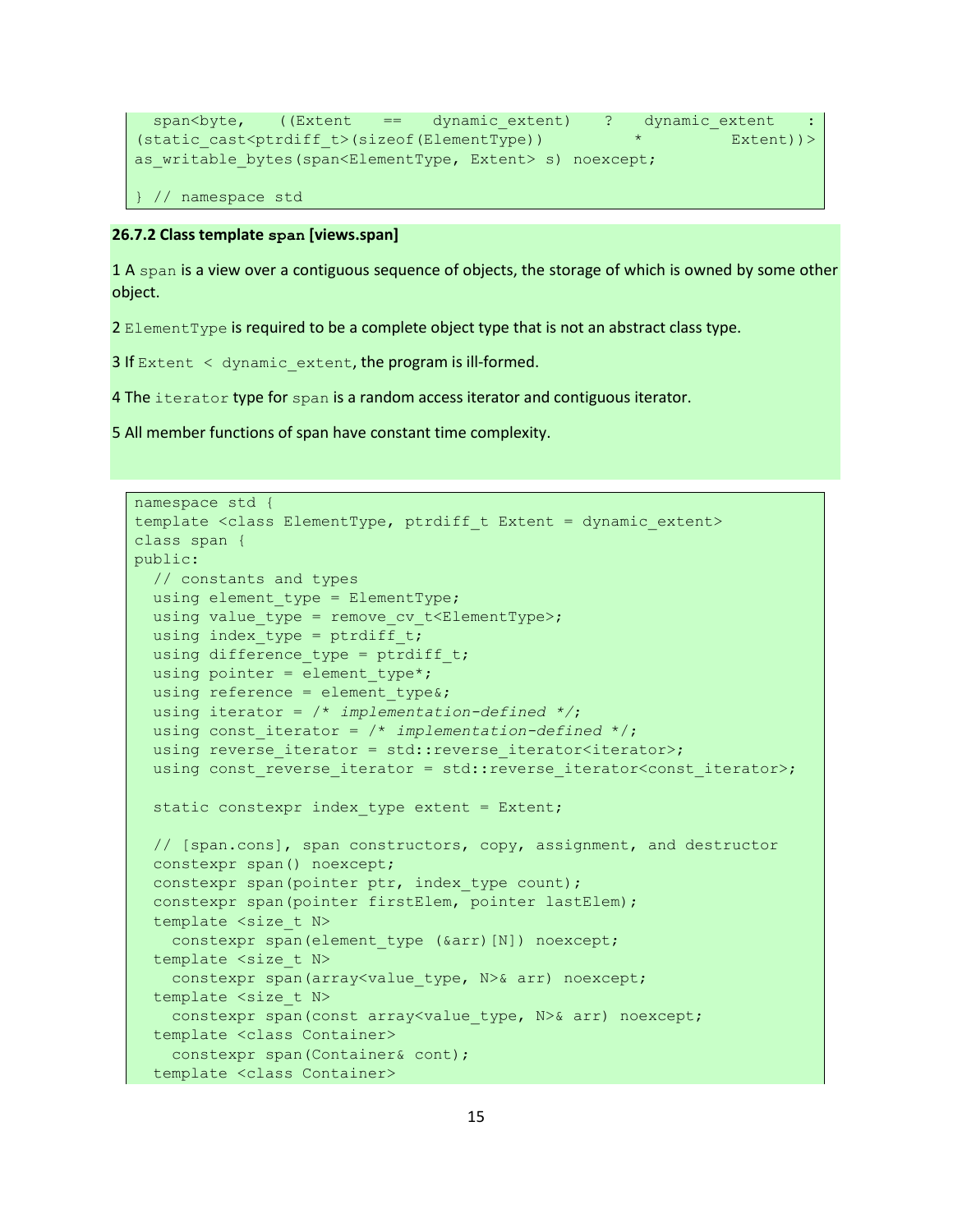```
  span<byte, ((Extent == dynamic_extent) ? dynamic_extent :
(static_cast<ptrdiff_t>(sizeof(ElementType)) * Extent))>
as_writable_bytes(span<ElementType, Extent> s) noexcept;

} // namespace std
```

**26.7.2 Class template `span` [views.span]**

1 A `span` is a view over a contiguous sequence of objects, the storage of which is owned by some other object.

2 `ElementType` is required to be a complete object type that is not an abstract class type.

3 If `Extent < dynamic_extent`, the program is ill-formed.

4 The `iterator` type for `span` is a random access iterator and contiguous iterator.

5 All member functions of span have constant time complexity.

```
namespace std {
template <class ElementType, ptrdiff_t Extent = dynamic_extent>
class span {
public:
  // constants and types
  using element_type = ElementType;
  using value_type = remove_cv_t<ElementType>;
  using index_type = ptrdiff_t;
  using difference_type = ptrdiff_t;
  using pointer = element_type*;
  using reference = element_type&;
  using iterator = /* implementation-defined */;
  using const_iterator = /* implementation-defined */;
  using reverse_iterator = std::reverse_iterator<iterator>;
  using const_reverse_iterator = std::reverse_iterator<const_iterator>;

  static constexpr index_type extent = Extent;

  // [span.cons], span constructors, copy, assignment, and destructor
  constexpr span() noexcept;
  constexpr span(pointer ptr, index_type count);
  constexpr span(pointer firstElem, pointer lastElem);
  template <size_t N>
    constexpr span(element_type (&arr)[N]) noexcept;
  template <size_t N>
    constexpr span(array<value_type, N>& arr) noexcept;
  template <size_t N>
    constexpr span(const array<value_type, N>& arr) noexcept;
  template <class Container>
    constexpr span(Container& cont);
  template <class Container>
```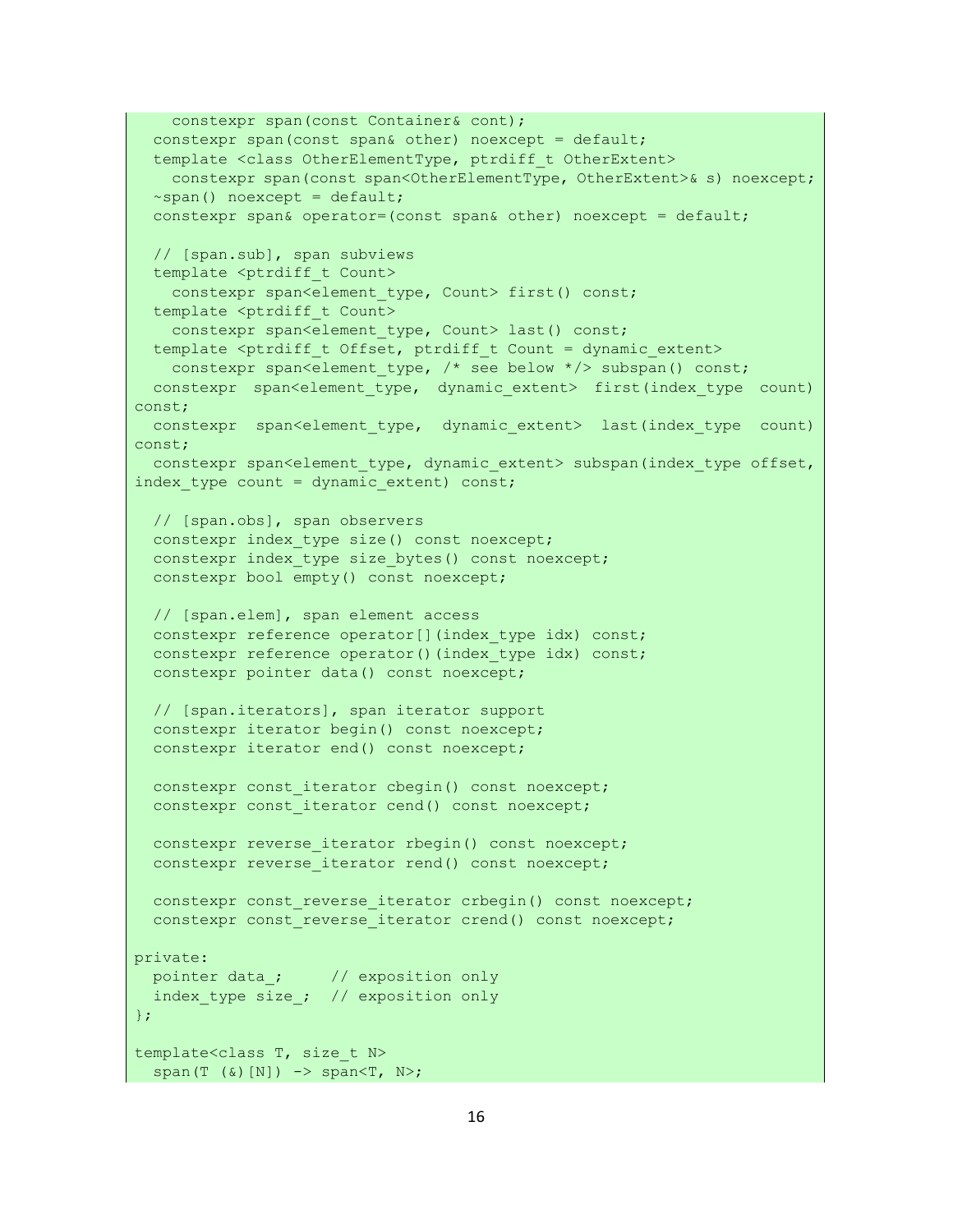```
    constexpr span(const Container& cont);
  constexpr span(const span& other) noexcept = default;
  template <class OtherElementType, ptrdiff_t OtherExtent>
    constexpr span(const span<OtherElementType, OtherExtent>& s) noexcept;
  ~span() noexcept = default;
  constexpr span& operator=(const span& other) noexcept = default;

  // [span.sub], span subviews
  template <ptrdiff_t Count>
    constexpr span<element_type, Count> first() const;
  template <ptrdiff_t Count>
    constexpr span<element_type, Count> last() const;
  template <ptrdiff_t Offset, ptrdiff_t Count = dynamic_extent>
    constexpr span<element_type, /* see below */> subspan() const;
  constexpr  span<element_type,  dynamic_extent>  first(index_type  count)
const;
  constexpr  span<element_type,  dynamic_extent>  last(index_type  count)
const;
  constexpr span<element_type, dynamic_extent> subspan(index_type offset,
index_type count = dynamic_extent) const;

  // [span.obs], span observers
  constexpr index_type size() const noexcept;
  constexpr index_type size_bytes() const noexcept;
  constexpr bool empty() const noexcept;

  // [span.elem], span element access
  constexpr reference operator[](index_type idx) const;
  constexpr reference operator()(index_type idx) const;
  constexpr pointer data() const noexcept;

  // [span.iterators], span iterator support
  constexpr iterator begin() const noexcept;
  constexpr iterator end() const noexcept;

  constexpr const_iterator cbegin() const noexcept;
  constexpr const_iterator cend() const noexcept;

  constexpr reverse_iterator rbegin() const noexcept;
  constexpr reverse_iterator rend() const noexcept;

  constexpr const_reverse_iterator crbegin() const noexcept;
  constexpr const_reverse_iterator crend() const noexcept;

private:
  pointer data_;     // exposition only
  index_type size_;  // exposition only
};

template<class T, size_t N>
  span(T (&)[N]) -> span<T, N>;
```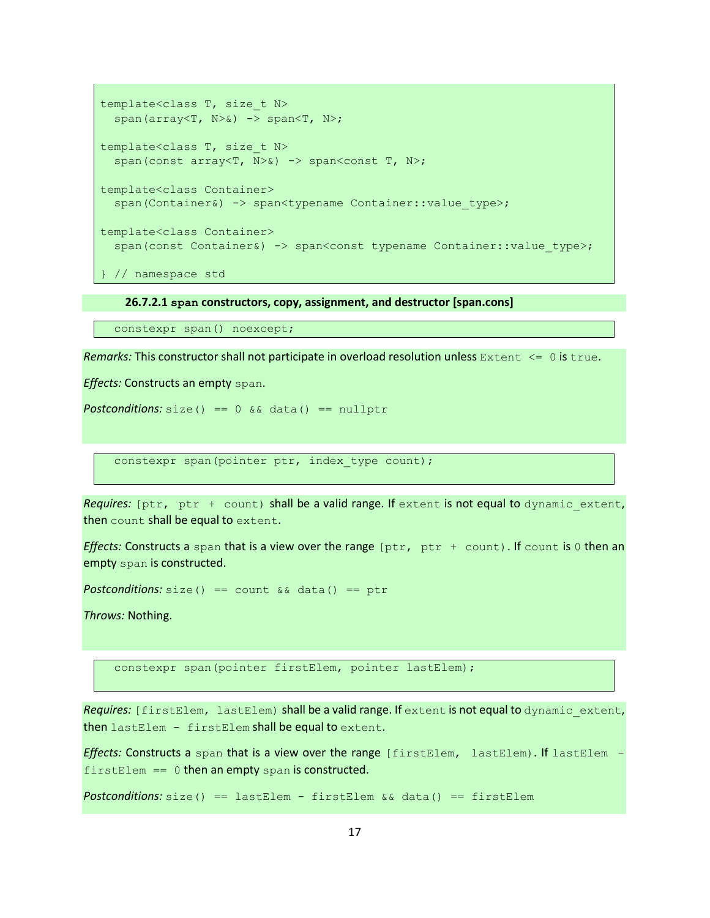```
template<class T, size_t N>
  span(array<T, N>&) -> span<T, N>;

template<class T, size_t N>
  span(const array<T, N>&) -> span<const T, N>;

template<class Container>
  span(Container&) -> span<typename Container::value_type>;

template<class Container>
  span(const Container&) -> span<const typename Container::value_type>;

} // namespace std
```

#### 26.7.2.1 `span` constructors, copy, assignment, and destructor [span.cons]

```
constexpr span() noexcept;
```

*Remarks:* This constructor shall not participate in overload resolution unless `Extent <= 0` is `true`.

*Effects:* Constructs an empty `span`.

*Postconditions:* `size() == 0 && data() == nullptr`

```
constexpr span(pointer ptr, index_type count);
```

*Requires:* `[ptr, ptr + count)` shall be a valid range. If `extent` is not equal to `dynamic_extent`, then `count` shall be equal to `extent`.

*Effects:* Constructs a `span` that is a view over the range `[ptr, ptr + count)`. If `count` is `0` then an empty `span` is constructed.

*Postconditions:* `size() == count && data() == ptr`

*Throws:* Nothing.

```
constexpr span(pointer firstElem, pointer lastElem);
```

*Requires:* `[firstElem, lastElem)` shall be a valid range. If `extent` is not equal to `dynamic_extent`, then `lastElem - firstElem` shall be equal to `extent`.

*Effects:* Constructs a `span` that is a view over the range `[firstElem, lastElem)`. If `lastElem - firstElem == 0` then an empty `span` is constructed.

*Postconditions:* `size() == lastElem - firstElem && data() == firstElem`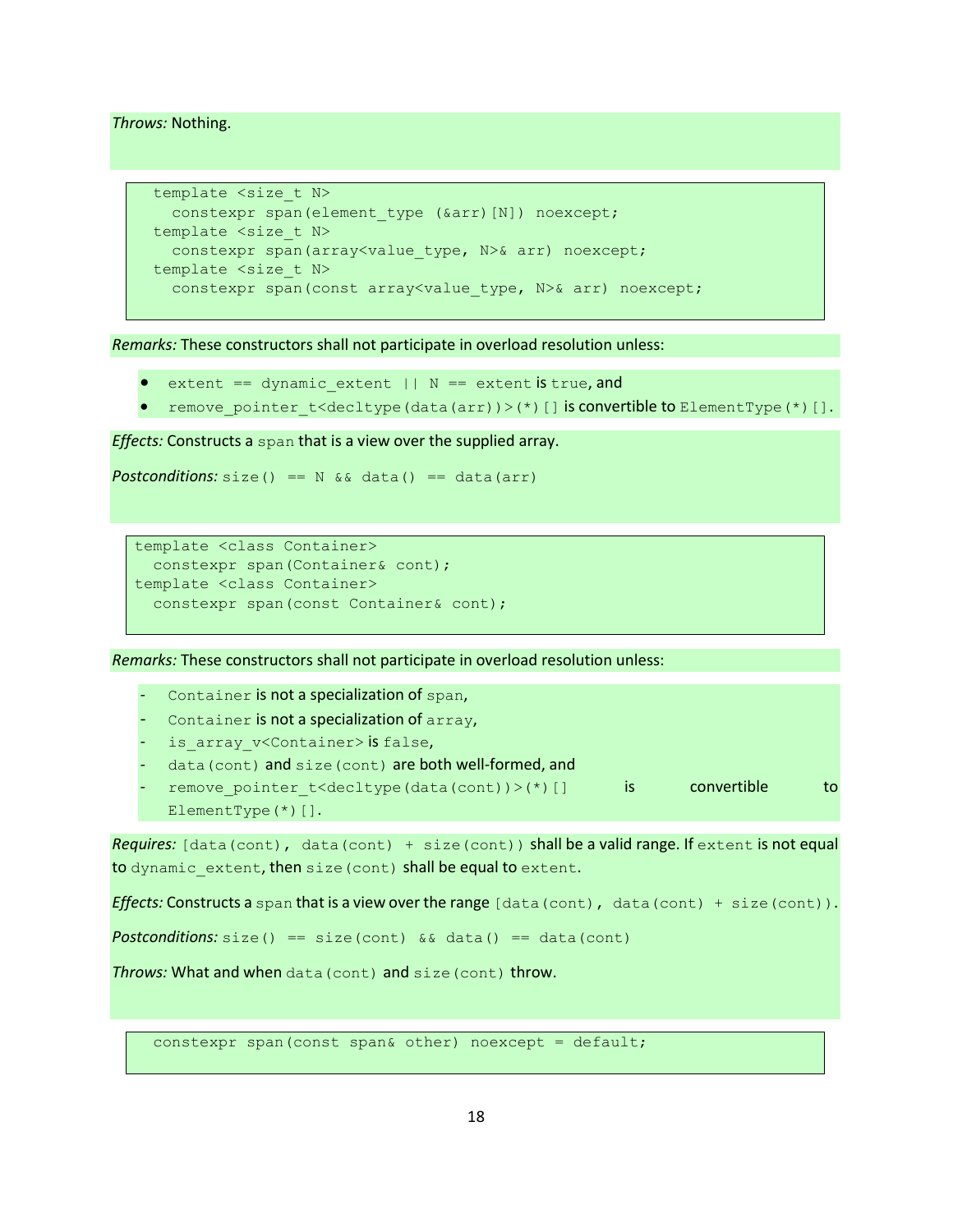*Throws:* Nothing.

```
template <size_t N>
  constexpr span(element_type (&arr)[N]) noexcept;
template <size_t N>
  constexpr span(array<value_type, N>& arr) noexcept;
template <size_t N>
  constexpr span(const array<value_type, N>& arr) noexcept;
```

*Remarks:* These constructors shall not participate in overload resolution unless:

- `extent == dynamic_extent || N == extent` is `true`, and
- `remove_pointer_t<decltype(data(arr))>(*)[]` is convertible to `ElementType(*)[]`.

*Effects:* Constructs a `span` that is a view over the supplied array.

*Postconditions:* `size() == N && data() == data(arr)`

```
template <class Container>
  constexpr span(Container& cont);
template <class Container>
  constexpr span(const Container& cont);
```

*Remarks:* These constructors shall not participate in overload resolution unless:

- `Container` is not a specialization of `span`,
- `Container` is not a specialization of `array`,
- `is_array_v<Container>` is `false`,
- `data(cont)` and `size(cont)` are both well-formed, and
- `remove_pointer_t<decltype(data(cont))>(*)[]` is convertible to `ElementType(*)[]`.

*Requires:* `[data(cont), data(cont) + size(cont))` shall be a valid range. If `extent` is not equal to `dynamic_extent`, then `size(cont)` shall be equal to `extent`.

*Effects:* Constructs a `span` that is a view over the range `[data(cont), data(cont) + size(cont))`.

*Postconditions:* `size() == size(cont) && data() == data(cont)`

*Throws:* What and when `data(cont)` and `size(cont)` throw.

```
constexpr span(const span& other) noexcept = default;
```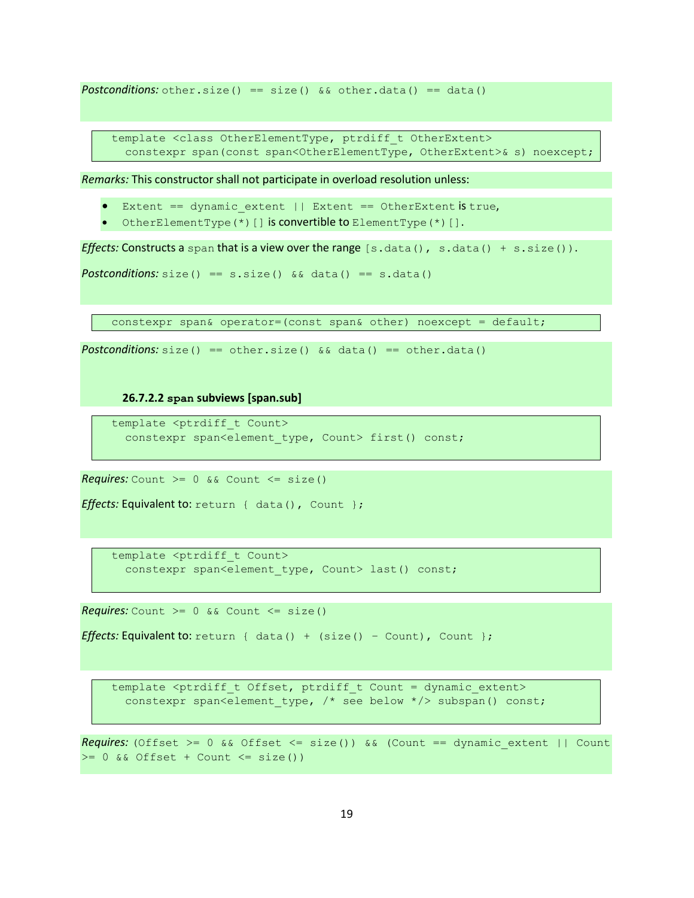*Postconditions:* `other.size() == size() && other.data() == data()`

```
template <class OtherElementType, ptrdiff_t OtherExtent>
  constexpr span(const span<OtherElementType, OtherExtent>& s) noexcept;
```

*Remarks:* This constructor shall not participate in overload resolution unless:

- `Extent == dynamic_extent || Extent == OtherExtent` is `true`,
- `OtherElementType(*)[]` is convertible to `ElementType(*)[]`.

*Effects:* Constructs a `span` that is a view over the range `[s.data(), s.data() + s.size())`.

*Postconditions:* `size() == s.size() && data() == s.data()`

```
constexpr span& operator=(const span& other) noexcept = default;
```

*Postconditions:* `size() == other.size() && data() == other.data()`

### 26.7.2.2 `span` subviews [span.sub]

```
template <ptrdiff_t Count>
  constexpr span<element_type, Count> first() const;
```

*Requires:* `Count >= 0 && Count <= size()`

*Effects:* Equivalent to: `return { data(), Count };`

```
template <ptrdiff_t Count>
  constexpr span<element_type, Count> last() const;
```

*Requires:* `Count >= 0 && Count <= size()`

*Effects:* Equivalent to: `return { data() + (size() - Count), Count };`

```
template <ptrdiff_t Offset, ptrdiff_t Count = dynamic_extent>
  constexpr span<element_type, /* see below */> subspan() const;
```

*Requires:* `(Offset >= 0 && Offset <= size()) && (Count == dynamic_extent || Count >= 0 && Offset + Count <= size())`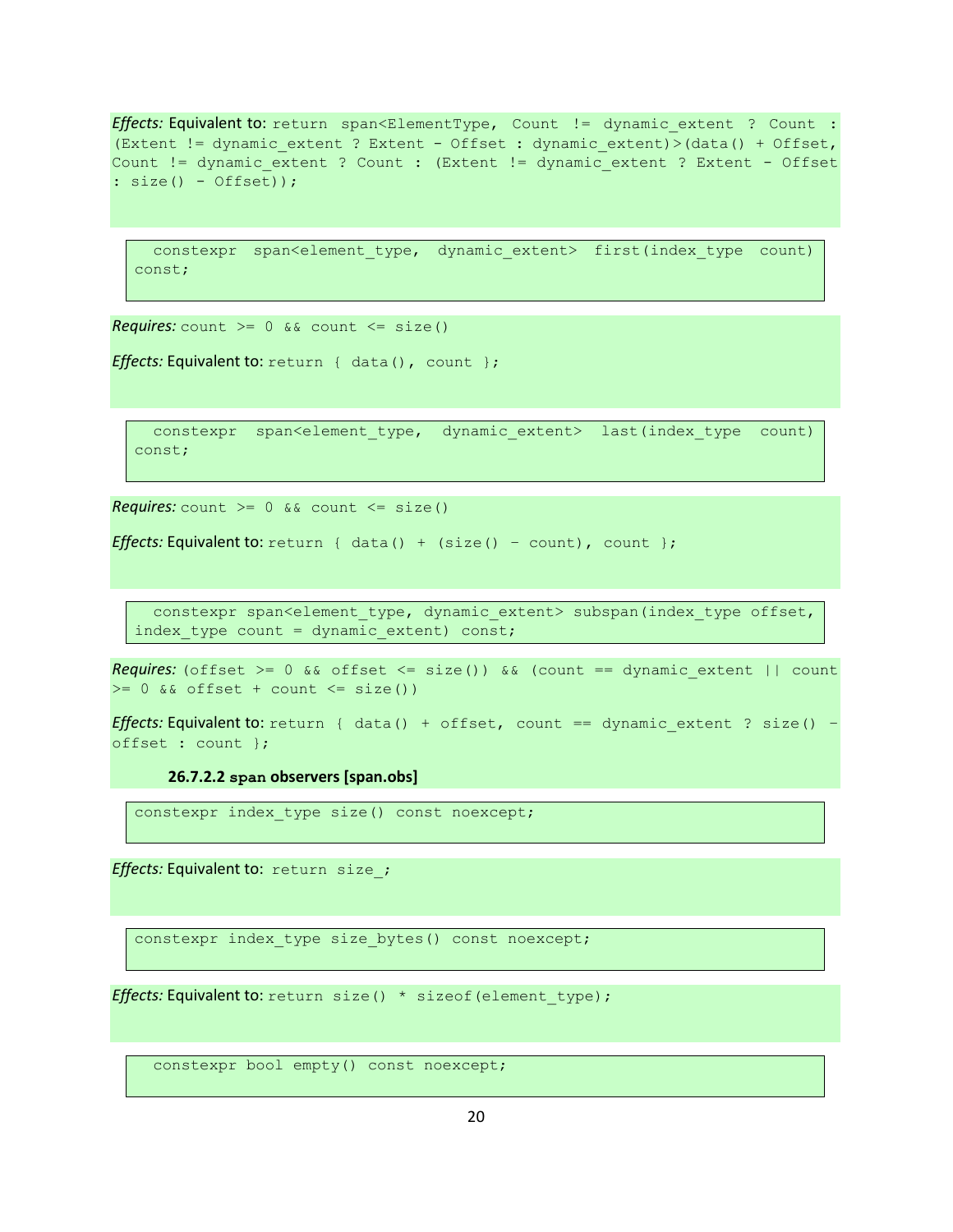*Effects:* Equivalent to: `return span<ElementType, Count != dynamic_extent ? Count : (Extent != dynamic_extent ? Extent - Offset : dynamic_extent)>(data() + Offset, Count != dynamic_extent ? Count : (Extent != dynamic_extent ? Extent - Offset : size() - Offset));`

```
constexpr span<element_type, dynamic_extent> first(index_type count) const;
```

*Requires:* `count >= 0 && count <= size()`

*Effects:* Equivalent to: `return { data(), count };`

```
constexpr span<element_type, dynamic_extent> last(index_type count) const;
```

*Requires:* `count >= 0 && count <= size()`

*Effects:* Equivalent to: `return { data() + (size() - count), count };`

```
constexpr span<element_type, dynamic_extent> subspan(index_type offset, index_type count = dynamic_extent) const;
```

*Requires:* `(offset >= 0 && offset <= size()) && (count == dynamic_extent || count >= 0 && offset + count <= size())`

*Effects:* Equivalent to: `return { data() + offset, count == dynamic_extent ? size() - offset : count };`

#### 26.7.2.2 `span` observers [span.obs]

```
constexpr index_type size() const noexcept;
```

*Effects:* Equivalent to: `return size_;`

```
constexpr index_type size_bytes() const noexcept;
```

*Effects:* Equivalent to: `return size() * sizeof(element_type);`

```
constexpr bool empty() const noexcept;
```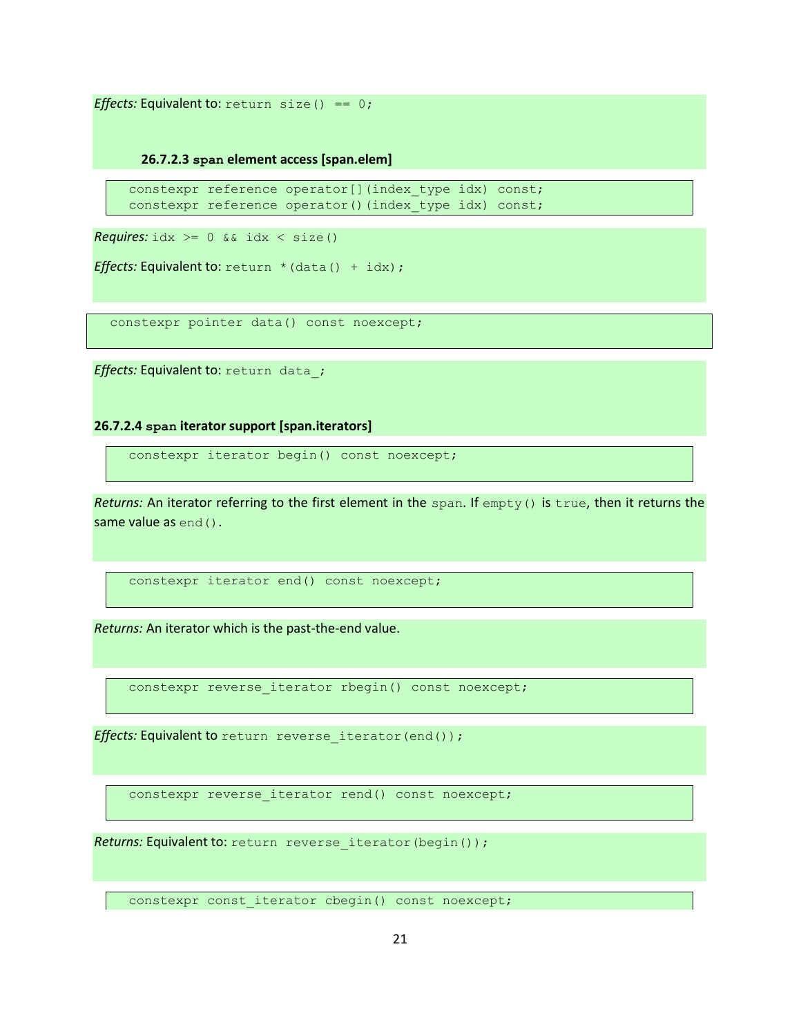*Effects:* Equivalent to: `return size() == 0;`

#### 26.7.2.3 `span` element access [span.elem]

```
constexpr reference operator[](index_type idx) const;
constexpr reference operator()(index_type idx) const;
```

*Requires:* `idx >= 0 && idx < size()`

*Effects:* Equivalent to: `return *(data() + idx);`

```
constexpr pointer data() const noexcept;
```

*Effects:* Equivalent to: `return data_;`

#### 26.7.2.4 `span` iterator support [span.iterators]

```
constexpr iterator begin() const noexcept;
```

*Returns:* An iterator referring to the first element in the `span`. If `empty()` is `true`, then it returns the same value as `end()`.

```
constexpr iterator end() const noexcept;
```

*Returns:* An iterator which is the past-the-end value.

```
constexpr reverse_iterator rbegin() const noexcept;
```

*Effects:* Equivalent to `return reverse_iterator(end());`

```
constexpr reverse_iterator rend() const noexcept;
```

*Returns:* Equivalent to: `return reverse_iterator(begin());`

```
constexpr const_iterator cbegin() const noexcept;
```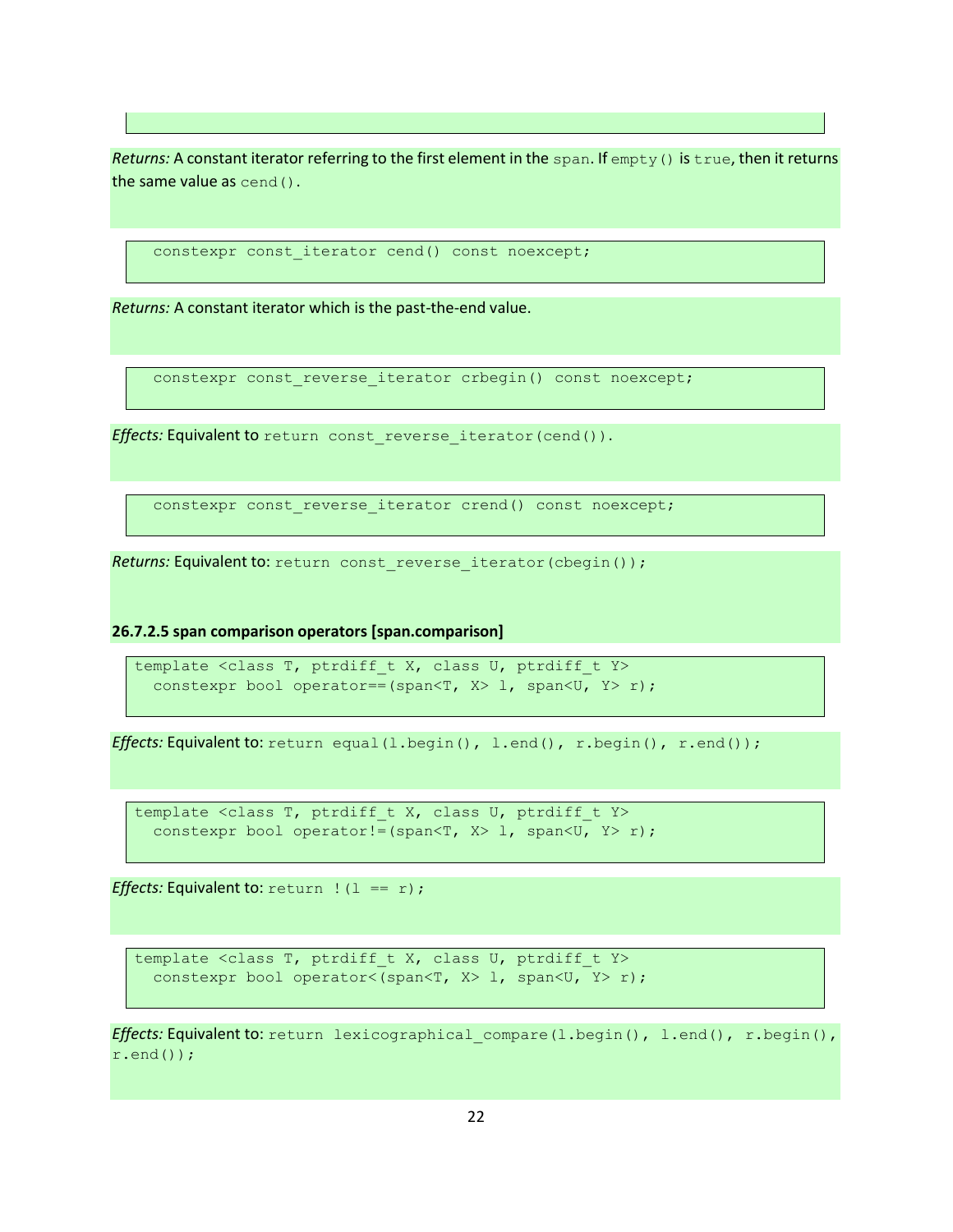*Returns:* A constant iterator referring to the first element in the `span`. If `empty()` is `true`, then it returns the same value as `cend()`.

```
constexpr const_iterator cend() const noexcept;
```

*Returns:* A constant iterator which is the past-the-end value.

```
constexpr const_reverse_iterator crbegin() const noexcept;
```

*Effects:* Equivalent to `return const_reverse_iterator(cend())`.

```
constexpr const_reverse_iterator crend() const noexcept;
```

*Returns:* Equivalent to: `return const_reverse_iterator(cbegin());`

#### 26.7.2.5 span comparison operators [span.comparison]

```
template <class T, ptrdiff_t X, class U, ptrdiff_t Y>
  constexpr bool operator==(span<T, X> l, span<U, Y> r);
```

*Effects:* Equivalent to: `return equal(l.begin(), l.end(), r.begin(), r.end());`

```
template <class T, ptrdiff_t X, class U, ptrdiff_t Y>
  constexpr bool operator!=(span<T, X> l, span<U, Y> r);
```

*Effects:* Equivalent to: `return !(l == r);`

```
template <class T, ptrdiff_t X, class U, ptrdiff_t Y>
  constexpr bool operator<(span<T, X> l, span<U, Y> r);
```

*Effects:* Equivalent to: `return lexicographical_compare(l.begin(), l.end(), r.begin(), r.end());`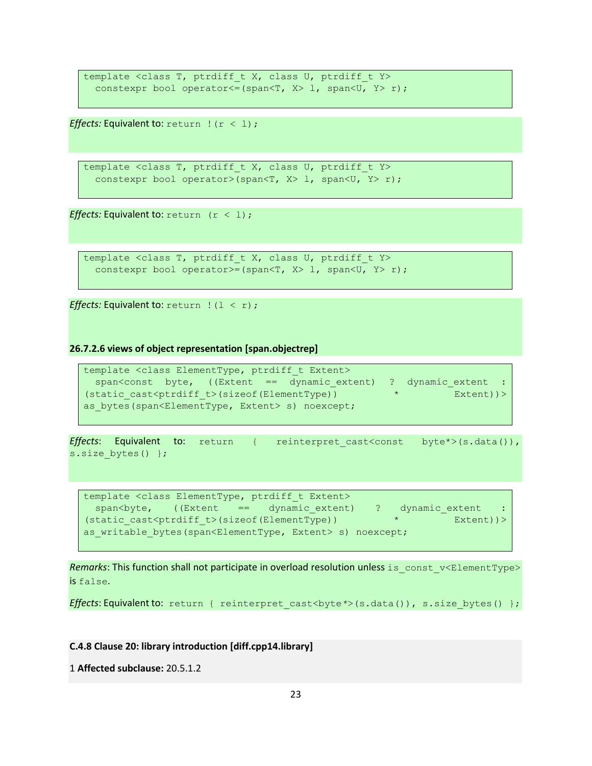```
template <class T, ptrdiff_t X, class U, ptrdiff_t Y>
  constexpr bool operator<=(span<T, X> l, span<U, Y> r);
```

*Effects:* Equivalent to: `return !(r < l);`

```
template <class T, ptrdiff_t X, class U, ptrdiff_t Y>
  constexpr bool operator>(span<T, X> l, span<U, Y> r);
```

*Effects:* Equivalent to: `return (r < l);`

```
template <class T, ptrdiff_t X, class U, ptrdiff_t Y>
  constexpr bool operator>=(span<T, X> l, span<U, Y> r);
```

*Effects:* Equivalent to: `return !(l < r);`

**26.7.2.6 views of object representation [span.objectrep]**

```
template <class ElementType, ptrdiff_t Extent>
  span<const byte, ((Extent == dynamic_extent) ? dynamic_extent :
(static_cast<ptrdiff_t>(sizeof(ElementType)) * Extent))>
as_bytes(span<ElementType, Extent> s) noexcept;
```

*Effects*: Equivalent to: `return { reinterpret_cast<const byte*>(s.data()), s.size_bytes() };`

```
template <class ElementType, ptrdiff_t Extent>
  span<byte, ((Extent == dynamic_extent) ? dynamic_extent :
(static_cast<ptrdiff_t>(sizeof(ElementType)) * Extent))>
as_writable_bytes(span<ElementType, Extent> s) noexcept;
```

*Remarks*: This function shall not participate in overload resolution unless `is_const_v<ElementType>` is `false`.

*Effects*: Equivalent to: `return { reinterpret_cast<byte*>(s.data()), s.size_bytes() };`

**C.4.8 Clause 20: library introduction [diff.cpp14.library]**

1 **Affected subclause:** 20.5.1.2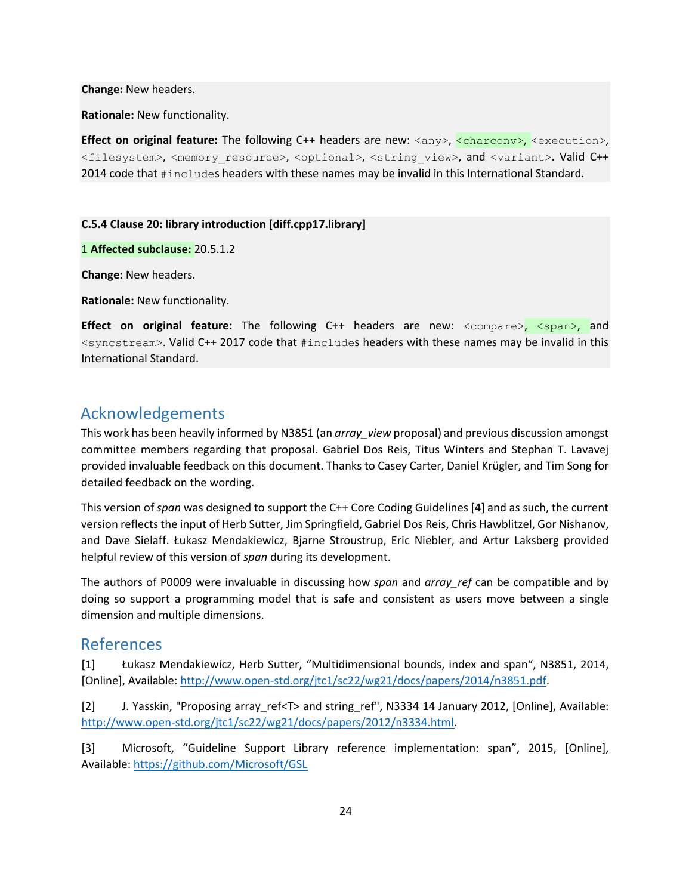**Change:** New headers.

**Rationale:** New functionality.

**Effect on original feature:** The following C++ headers are new: `<any>`, `<charconv>`, `<execution>`, `<filesystem>`, `<memory_resource>`, `<optional>`, `<string_view>`, and `<variant>`. Valid C++ 2014 code that `#include`s headers with these names may be invalid in this International Standard.

**C.5.4 Clause 20: library introduction [diff.cpp17.library]**

1 **Affected subclause:** 20.5.1.2

**Change:** New headers.

**Rationale:** New functionality.

**Effect on original feature:** The following C++ headers are new: `<compare>`, `<span>`, and `<syncstream>`. Valid C++ 2017 code that `#include`s headers with these names may be invalid in this International Standard.

## Acknowledgements

This work has been heavily informed by N3851 (an *array_view* proposal) and previous discussion amongst committee members regarding that proposal. Gabriel Dos Reis, Titus Winters and Stephan T. Lavavej provided invaluable feedback on this document. Thanks to Casey Carter, Daniel Krügler, and Tim Song for detailed feedback on the wording.

This version of *span* was designed to support the C++ Core Coding Guidelines [4] and as such, the current version reflects the input of Herb Sutter, Jim Springfield, Gabriel Dos Reis, Chris Hawblitzel, Gor Nishanov, and Dave Sielaff. Łukasz Mendakiewicz, Bjarne Stroustrup, Eric Niebler, and Artur Laksberg provided helpful review of this version of *span* during its development.

The authors of P0009 were invaluable in discussing how *span* and *array_ref* can be compatible and by doing so support a programming model that is safe and consistent as users move between a single dimension and multiple dimensions.

## References

[1] Łukasz Mendakiewicz, Herb Sutter, "Multidimensional bounds, index and span", N3851, 2014, [Online], Available: http://www.open-std.org/jtc1/sc22/wg21/docs/papers/2014/n3851.pdf.

[2] J. Yasskin, "Proposing array_ref<T> and string_ref", N3334 14 January 2012, [Online], Available: http://www.open-std.org/jtc1/sc22/wg21/docs/papers/2012/n3334.html.

[3] Microsoft, "Guideline Support Library reference implementation: span", 2015, [Online], Available: https://github.com/Microsoft/GSL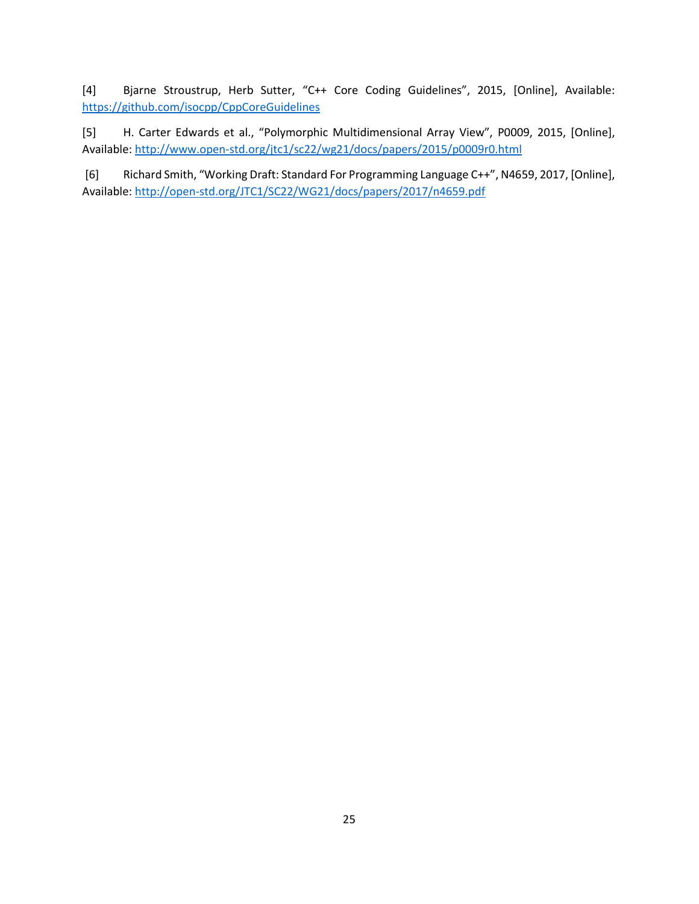[4] Bjarne Stroustrup, Herb Sutter, "C++ Core Coding Guidelines", 2015, [Online], Available: https://github.com/isocpp/CppCoreGuidelines

[5] H. Carter Edwards et al., "Polymorphic Multidimensional Array View", P0009, 2015, [Online], Available: http://www.open-std.org/jtc1/sc22/wg21/docs/papers/2015/p0009r0.html

[6] Richard Smith, "Working Draft: Standard For Programming Language C++", N4659, 2017, [Online], Available: http://open-std.org/JTC1/SC22/WG21/docs/papers/2017/n4659.pdf